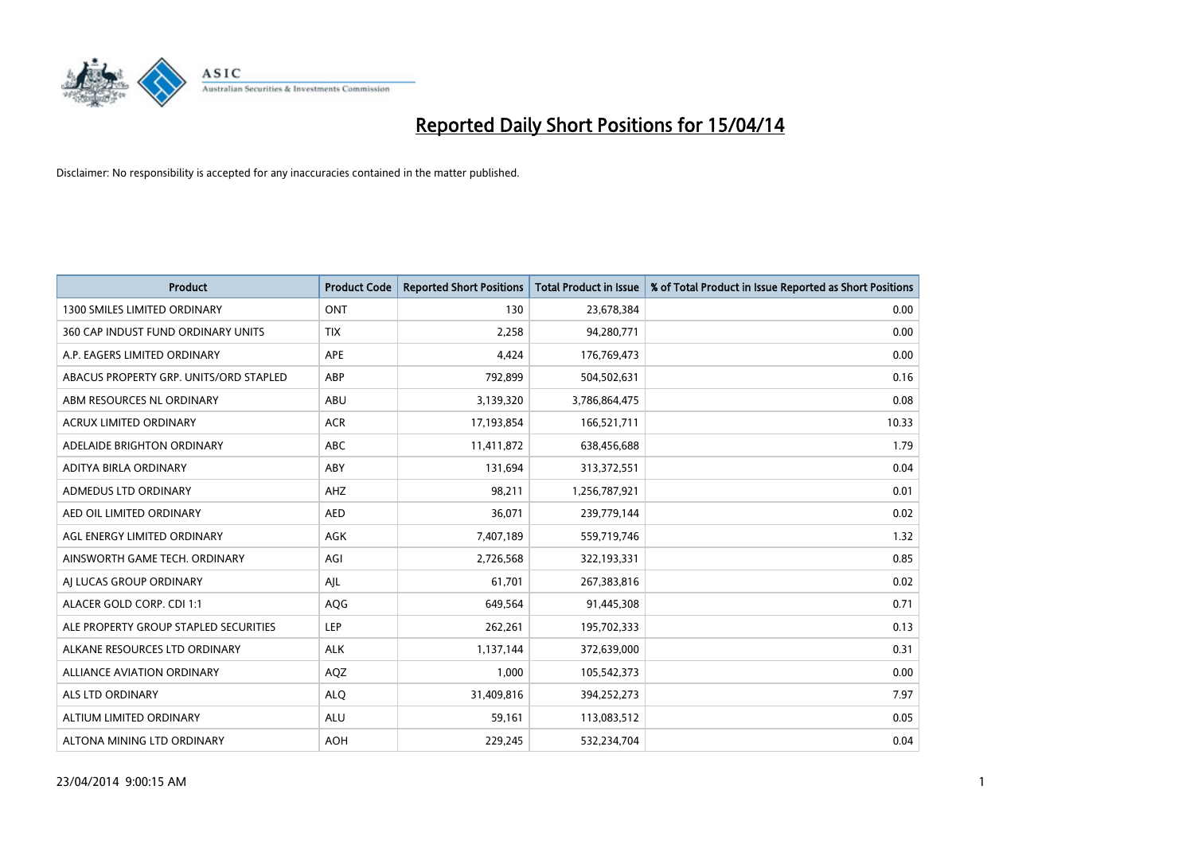# Reported Daily Short Positions for 15/04/14

Disclaimer: No responsibility is accepted for any inaccuracies contained in the matter published.

| Product | Product Code | Reported Short Positions | Total Product in Issue | % of Total Product in Issue Reported as Short Positions |
|---|---|---|---|---|
| 1300 SMILES LIMITED ORDINARY | ONT | 130 | 23,678,384 | 0.00 |
| 360 CAP INDUST FUND ORDINARY UNITS | TIX | 2,258 | 94,280,771 | 0.00 |
| A.P. EAGERS LIMITED ORDINARY | APE | 4,424 | 176,769,473 | 0.00 |
| ABACUS PROPERTY GRP. UNITS/ORD STAPLED | ABP | 792,899 | 504,502,631 | 0.16 |
| ABM RESOURCES NL ORDINARY | ABU | 3,139,320 | 3,786,864,475 | 0.08 |
| ACRUX LIMITED ORDINARY | ACR | 17,193,854 | 166,521,711 | 10.33 |
| ADELAIDE BRIGHTON ORDINARY | ABC | 11,411,872 | 638,456,688 | 1.79 |
| ADITYA BIRLA ORDINARY | ABY | 131,694 | 313,372,551 | 0.04 |
| ADMEDUS LTD ORDINARY | AHZ | 98,211 | 1,256,787,921 | 0.01 |
| AED OIL LIMITED ORDINARY | AED | 36,071 | 239,779,144 | 0.02 |
| AGL ENERGY LIMITED ORDINARY | AGK | 7,407,189 | 559,719,746 | 1.32 |
| AINSWORTH GAME TECH. ORDINARY | AGI | 2,726,568 | 322,193,331 | 0.85 |
| AJ LUCAS GROUP ORDINARY | AJL | 61,701 | 267,383,816 | 0.02 |
| ALACER GOLD CORP. CDI 1:1 | AQG | 649,564 | 91,445,308 | 0.71 |
| ALE PROPERTY GROUP STAPLED SECURITIES | LEP | 262,261 | 195,702,333 | 0.13 |
| ALKANE RESOURCES LTD ORDINARY | ALK | 1,137,144 | 372,639,000 | 0.31 |
| ALLIANCE AVIATION ORDINARY | AQZ | 1,000 | 105,542,373 | 0.00 |
| ALS LTD ORDINARY | ALQ | 31,409,816 | 394,252,273 | 7.97 |
| ALTIUM LIMITED ORDINARY | ALU | 59,161 | 113,083,512 | 0.05 |
| ALTONA MINING LTD ORDINARY | AOH | 229,245 | 532,234,704 | 0.04 |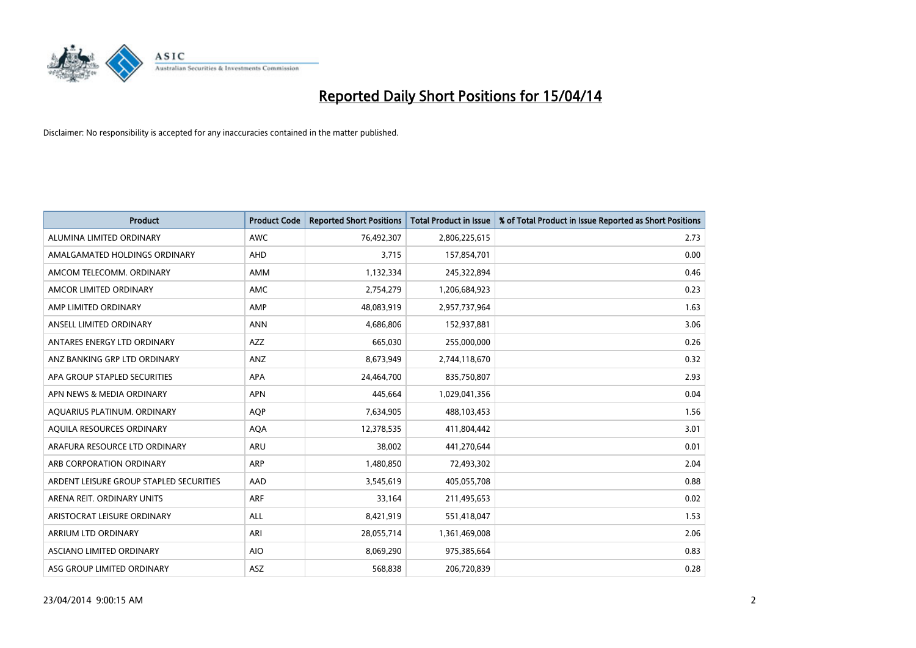# Reported Daily Short Positions for 15/04/14

Disclaimer: No responsibility is accepted for any inaccuracies contained in the matter published.

| Product | Product Code | Reported Short Positions | Total Product in Issue | % of Total Product in Issue Reported as Short Positions |
|---|---|---|---|---|
| ALUMINA LIMITED ORDINARY | AWC | 76,492,307 | 2,806,225,615 | 2.73 |
| AMALGAMATED HOLDINGS ORDINARY | AHD | 3,715 | 157,854,701 | 0.00 |
| AMCOM TELECOMM. ORDINARY | AMM | 1,132,334 | 245,322,894 | 0.46 |
| AMCOR LIMITED ORDINARY | AMC | 2,754,279 | 1,206,684,923 | 0.23 |
| AMP LIMITED ORDINARY | AMP | 48,083,919 | 2,957,737,964 | 1.63 |
| ANSELL LIMITED ORDINARY | ANN | 4,686,806 | 152,937,881 | 3.06 |
| ANTARES ENERGY LTD ORDINARY | AZZ | 665,030 | 255,000,000 | 0.26 |
| ANZ BANKING GRP LTD ORDINARY | ANZ | 8,673,949 | 2,744,118,670 | 0.32 |
| APA GROUP STAPLED SECURITIES | APA | 24,464,700 | 835,750,807 | 2.93 |
| APN NEWS & MEDIA ORDINARY | APN | 445,664 | 1,029,041,356 | 0.04 |
| AQUARIUS PLATINUM. ORDINARY | AQP | 7,634,905 | 488,103,453 | 1.56 |
| AQUILA RESOURCES ORDINARY | AQA | 12,378,535 | 411,804,442 | 3.01 |
| ARAFURA RESOURCE LTD ORDINARY | ARU | 38,002 | 441,270,644 | 0.01 |
| ARB CORPORATION ORDINARY | ARP | 1,480,850 | 72,493,302 | 2.04 |
| ARDENT LEISURE GROUP STAPLED SECURITIES | AAD | 3,545,619 | 405,055,708 | 0.88 |
| ARENA REIT. ORDINARY UNITS | ARF | 33,164 | 211,495,653 | 0.02 |
| ARISTOCRAT LEISURE ORDINARY | ALL | 8,421,919 | 551,418,047 | 1.53 |
| ARRIUM LTD ORDINARY | ARI | 28,055,714 | 1,361,469,008 | 2.06 |
| ASCIANO LIMITED ORDINARY | AIO | 8,069,290 | 975,385,664 | 0.83 |
| ASG GROUP LIMITED ORDINARY | ASZ | 568,838 | 206,720,839 | 0.28 |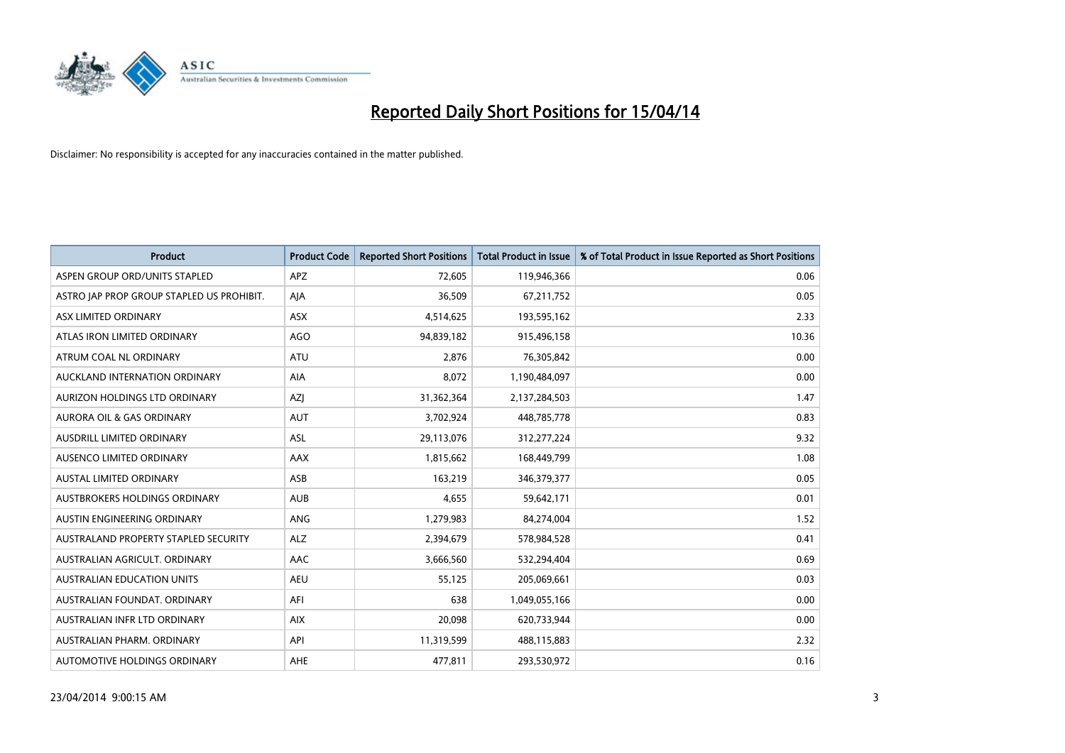# Reported Daily Short Positions for 15/04/14

Disclaimer: No responsibility is accepted for any inaccuracies contained in the matter published.

| Product | Product Code | Reported Short Positions | Total Product in Issue | % of Total Product in Issue Reported as Short Positions |
|---|---|---|---|---|
| ASPEN GROUP ORD/UNITS STAPLED | APZ | 72,605 | 119,946,366 | 0.06 |
| ASTRO JAP PROP GROUP STAPLED US PROHIBIT. | AJA | 36,509 | 67,211,752 | 0.05 |
| ASX LIMITED ORDINARY | ASX | 4,514,625 | 193,595,162 | 2.33 |
| ATLAS IRON LIMITED ORDINARY | AGO | 94,839,182 | 915,496,158 | 10.36 |
| ATRUM COAL NL ORDINARY | ATU | 2,876 | 76,305,842 | 0.00 |
| AUCKLAND INTERNATION ORDINARY | AIA | 8,072 | 1,190,484,097 | 0.00 |
| AURIZON HOLDINGS LTD ORDINARY | AZJ | 31,362,364 | 2,137,284,503 | 1.47 |
| AURORA OIL & GAS ORDINARY | AUT | 3,702,924 | 448,785,778 | 0.83 |
| AUSDRILL LIMITED ORDINARY | ASL | 29,113,076 | 312,277,224 | 9.32 |
| AUSENCO LIMITED ORDINARY | AAX | 1,815,662 | 168,449,799 | 1.08 |
| AUSTAL LIMITED ORDINARY | ASB | 163,219 | 346,379,377 | 0.05 |
| AUSTBROKERS HOLDINGS ORDINARY | AUB | 4,655 | 59,642,171 | 0.01 |
| AUSTIN ENGINEERING ORDINARY | ANG | 1,279,983 | 84,274,004 | 1.52 |
| AUSTRALAND PROPERTY STAPLED SECURITY | ALZ | 2,394,679 | 578,984,528 | 0.41 |
| AUSTRALIAN AGRICULT. ORDINARY | AAC | 3,666,560 | 532,294,404 | 0.69 |
| AUSTRALIAN EDUCATION UNITS | AEU | 55,125 | 205,069,661 | 0.03 |
| AUSTRALIAN FOUNDAT. ORDINARY | AFI | 638 | 1,049,055,166 | 0.00 |
| AUSTRALIAN INFR LTD ORDINARY | AIX | 20,098 | 620,733,944 | 0.00 |
| AUSTRALIAN PHARM. ORDINARY | API | 11,319,599 | 488,115,883 | 2.32 |
| AUTOMOTIVE HOLDINGS ORDINARY | AHE | 477,811 | 293,530,972 | 0.16 |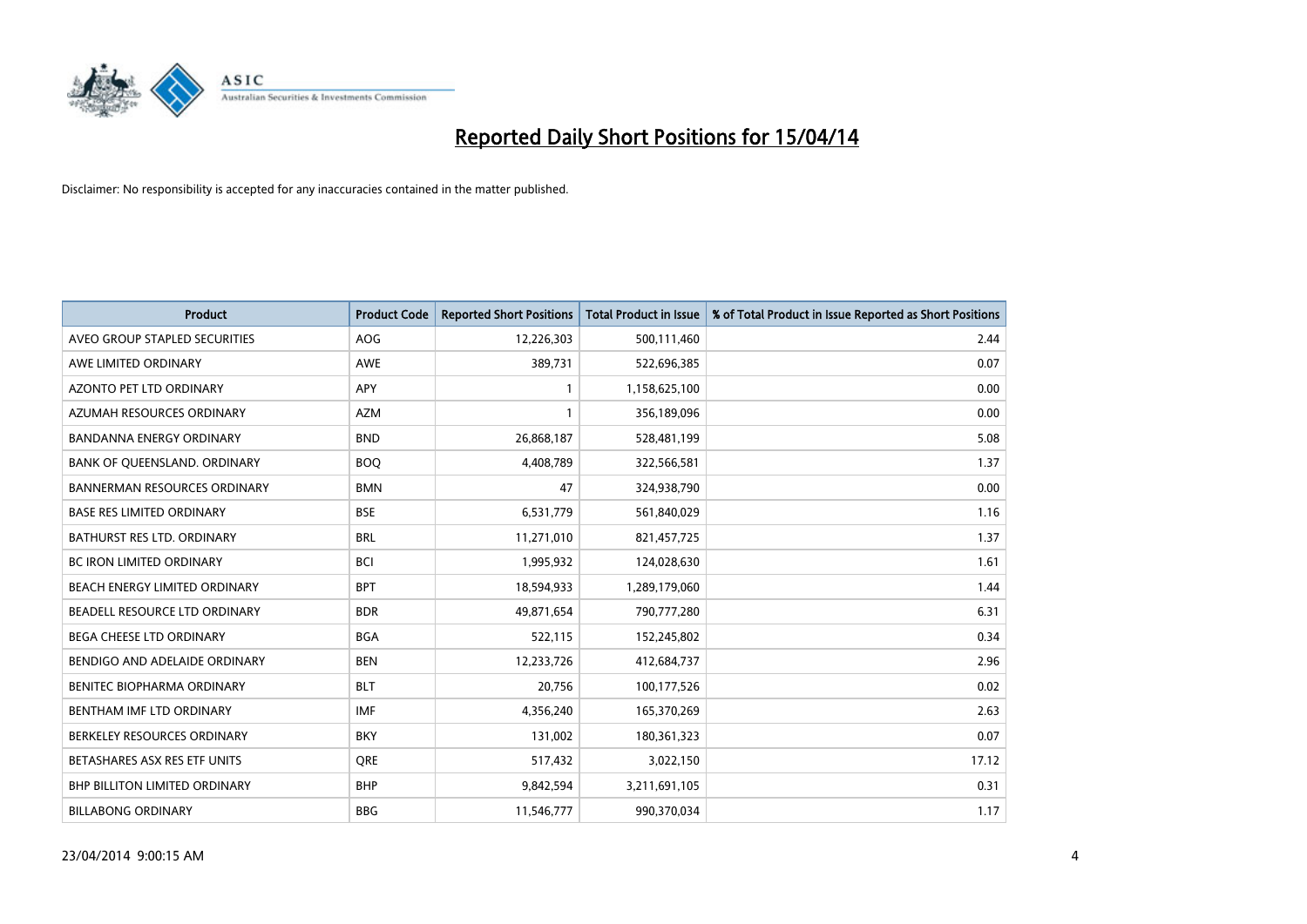# Reported Daily Short Positions for 15/04/14

Disclaimer: No responsibility is accepted for any inaccuracies contained in the matter published.

| Product | Product Code | Reported Short Positions | Total Product in Issue | % of Total Product in Issue Reported as Short Positions |
|---|---|---|---|---|
| AVEO GROUP STAPLED SECURITIES | AOG | 12,226,303 | 500,111,460 | 2.44 |
| AWE LIMITED ORDINARY | AWE | 389,731 | 522,696,385 | 0.07 |
| AZONTO PET LTD ORDINARY | APY | 1 | 1,158,625,100 | 0.00 |
| AZUMAH RESOURCES ORDINARY | AZM | 1 | 356,189,096 | 0.00 |
| BANDANNA ENERGY ORDINARY | BND | 26,868,187 | 528,481,199 | 5.08 |
| BANK OF QUEENSLAND. ORDINARY | BOQ | 4,408,789 | 322,566,581 | 1.37 |
| BANNERMAN RESOURCES ORDINARY | BMN | 47 | 324,938,790 | 0.00 |
| BASE RES LIMITED ORDINARY | BSE | 6,531,779 | 561,840,029 | 1.16 |
| BATHURST RES LTD. ORDINARY | BRL | 11,271,010 | 821,457,725 | 1.37 |
| BC IRON LIMITED ORDINARY | BCI | 1,995,932 | 124,028,630 | 1.61 |
| BEACH ENERGY LIMITED ORDINARY | BPT | 18,594,933 | 1,289,179,060 | 1.44 |
| BEADELL RESOURCE LTD ORDINARY | BDR | 49,871,654 | 790,777,280 | 6.31 |
| BEGA CHEESE LTD ORDINARY | BGA | 522,115 | 152,245,802 | 0.34 |
| BENDIGO AND ADELAIDE ORDINARY | BEN | 12,233,726 | 412,684,737 | 2.96 |
| BENITEC BIOPHARMA ORDINARY | BLT | 20,756 | 100,177,526 | 0.02 |
| BENTHAM IMF LTD ORDINARY | IMF | 4,356,240 | 165,370,269 | 2.63 |
| BERKELEY RESOURCES ORDINARY | BKY | 131,002 | 180,361,323 | 0.07 |
| BETASHARES ASX RES ETF UNITS | QRE | 517,432 | 3,022,150 | 17.12 |
| BHP BILLITON LIMITED ORDINARY | BHP | 9,842,594 | 3,211,691,105 | 0.31 |
| BILLABONG ORDINARY | BBG | 11,546,777 | 990,370,034 | 1.17 |

23/04/2014 9:00:15 AM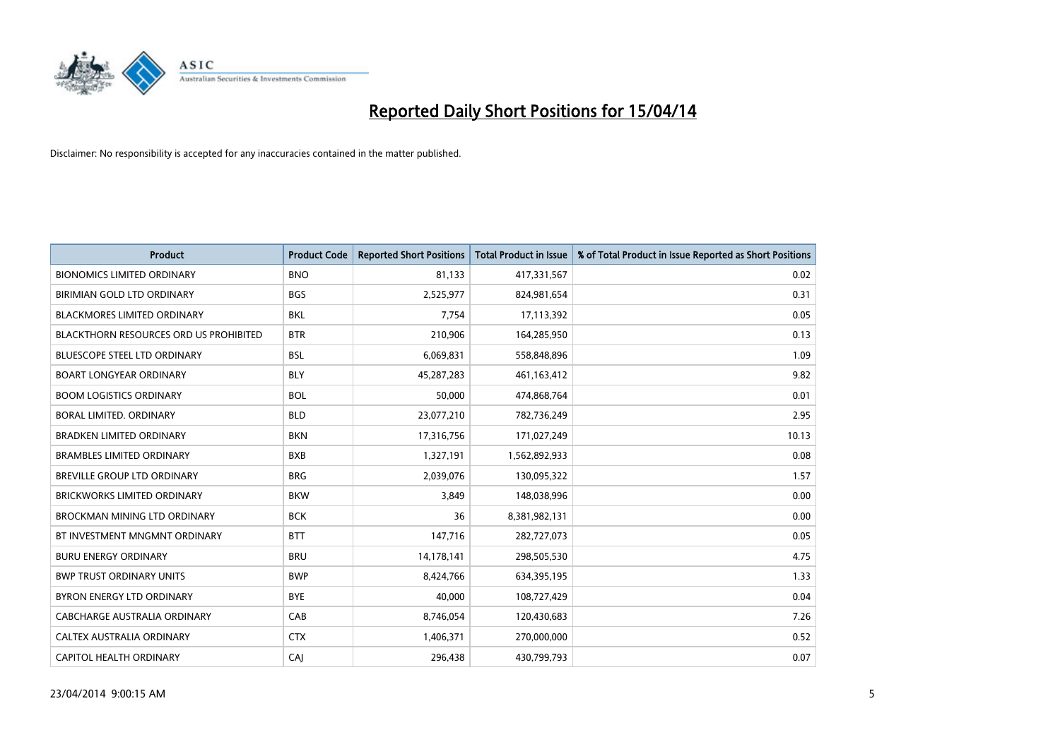# Reported Daily Short Positions for 15/04/14

Disclaimer: No responsibility is accepted for any inaccuracies contained in the matter published.

| Product | Product Code | Reported Short Positions | Total Product in Issue | % of Total Product in Issue Reported as Short Positions |
|---|---|---|---|---|
| BIONOMICS LIMITED ORDINARY | BNO | 81,133 | 417,331,567 | 0.02 |
| BIRIMIAN GOLD LTD ORDINARY | BGS | 2,525,977 | 824,981,654 | 0.31 |
| BLACKMORES LIMITED ORDINARY | BKL | 7,754 | 17,113,392 | 0.05 |
| BLACKTHORN RESOURCES ORD US PROHIBITED | BTR | 210,906 | 164,285,950 | 0.13 |
| BLUESCOPE STEEL LTD ORDINARY | BSL | 6,069,831 | 558,848,896 | 1.09 |
| BOART LONGYEAR ORDINARY | BLY | 45,287,283 | 461,163,412 | 9.82 |
| BOOM LOGISTICS ORDINARY | BOL | 50,000 | 474,868,764 | 0.01 |
| BORAL LIMITED. ORDINARY | BLD | 23,077,210 | 782,736,249 | 2.95 |
| BRADKEN LIMITED ORDINARY | BKN | 17,316,756 | 171,027,249 | 10.13 |
| BRAMBLES LIMITED ORDINARY | BXB | 1,327,191 | 1,562,892,933 | 0.08 |
| BREVILLE GROUP LTD ORDINARY | BRG | 2,039,076 | 130,095,322 | 1.57 |
| BRICKWORKS LIMITED ORDINARY | BKW | 3,849 | 148,038,996 | 0.00 |
| BROCKMAN MINING LTD ORDINARY | BCK | 36 | 8,381,982,131 | 0.00 |
| BT INVESTMENT MNGMNT ORDINARY | BTT | 147,716 | 282,727,073 | 0.05 |
| BURU ENERGY ORDINARY | BRU | 14,178,141 | 298,505,530 | 4.75 |
| BWP TRUST ORDINARY UNITS | BWP | 8,424,766 | 634,395,195 | 1.33 |
| BYRON ENERGY LTD ORDINARY | BYE | 40,000 | 108,727,429 | 0.04 |
| CABCHARGE AUSTRALIA ORDINARY | CAB | 8,746,054 | 120,430,683 | 7.26 |
| CALTEX AUSTRALIA ORDINARY | CTX | 1,406,371 | 270,000,000 | 0.52 |
| CAPITOL HEALTH ORDINARY | CAJ | 296,438 | 430,799,793 | 0.07 |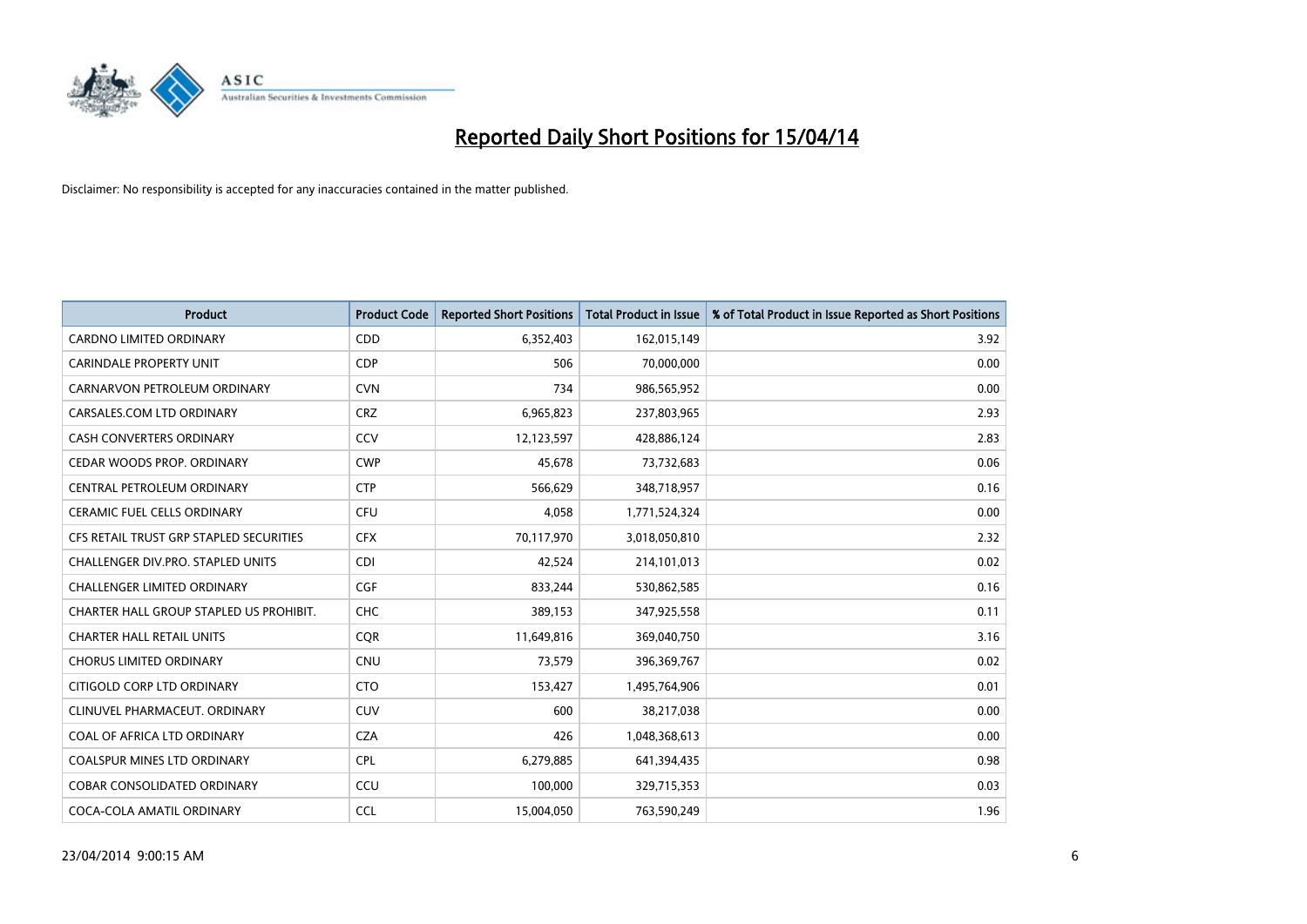# Reported Daily Short Positions for 15/04/14

Disclaimer: No responsibility is accepted for any inaccuracies contained in the matter published.

| Product | Product Code | Reported Short Positions | Total Product in Issue | % of Total Product in Issue Reported as Short Positions |
|---|---|---|---|---|
| CARDNO LIMITED ORDINARY | CDD | 6,352,403 | 162,015,149 | 3.92 |
| CARINDALE PROPERTY UNIT | CDP | 506 | 70,000,000 | 0.00 |
| CARNARVON PETROLEUM ORDINARY | CVN | 734 | 986,565,952 | 0.00 |
| CARSALES.COM LTD ORDINARY | CRZ | 6,965,823 | 237,803,965 | 2.93 |
| CASH CONVERTERS ORDINARY | CCV | 12,123,597 | 428,886,124 | 2.83 |
| CEDAR WOODS PROP. ORDINARY | CWP | 45,678 | 73,732,683 | 0.06 |
| CENTRAL PETROLEUM ORDINARY | CTP | 566,629 | 348,718,957 | 0.16 |
| CERAMIC FUEL CELLS ORDINARY | CFU | 4,058 | 1,771,524,324 | 0.00 |
| CFS RETAIL TRUST GRP STAPLED SECURITIES | CFX | 70,117,970 | 3,018,050,810 | 2.32 |
| CHALLENGER DIV.PRO. STAPLED UNITS | CDI | 42,524 | 214,101,013 | 0.02 |
| CHALLENGER LIMITED ORDINARY | CGF | 833,244 | 530,862,585 | 0.16 |
| CHARTER HALL GROUP STAPLED US PROHIBIT. | CHC | 389,153 | 347,925,558 | 0.11 |
| CHARTER HALL RETAIL UNITS | CQR | 11,649,816 | 369,040,750 | 3.16 |
| CHORUS LIMITED ORDINARY | CNU | 73,579 | 396,369,767 | 0.02 |
| CITIGOLD CORP LTD ORDINARY | CTO | 153,427 | 1,495,764,906 | 0.01 |
| CLINUVEL PHARMACEUT. ORDINARY | CUV | 600 | 38,217,038 | 0.00 |
| COAL OF AFRICA LTD ORDINARY | CZA | 426 | 1,048,368,613 | 0.00 |
| COALSPUR MINES LTD ORDINARY | CPL | 6,279,885 | 641,394,435 | 0.98 |
| COBAR CONSOLIDATED ORDINARY | CCU | 100,000 | 329,715,353 | 0.03 |
| COCA-COLA AMATIL ORDINARY | CCL | 15,004,050 | 763,590,249 | 1.96 |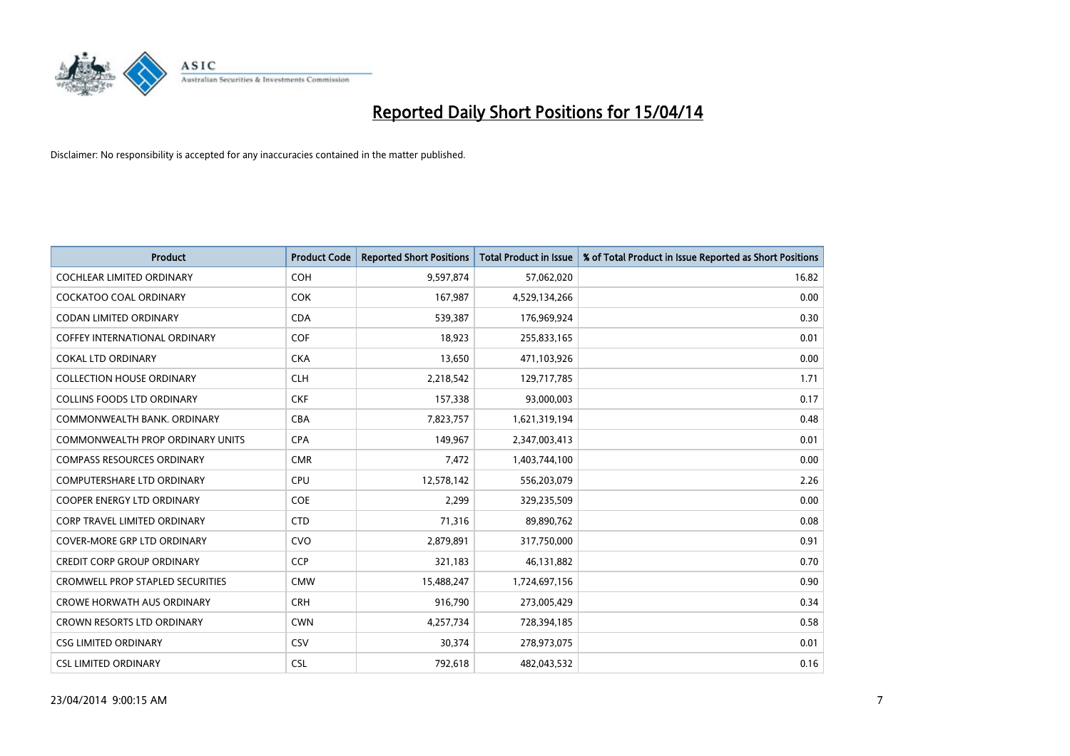# Reported Daily Short Positions for 15/04/14

Disclaimer: No responsibility is accepted for any inaccuracies contained in the matter published.

| Product | Product Code | Reported Short Positions | Total Product in Issue | % of Total Product in Issue Reported as Short Positions |
|---|---|---|---|---|
| COCHLEAR LIMITED ORDINARY | COH | 9,597,874 | 57,062,020 | 16.82 |
| COCKATOO COAL ORDINARY | COK | 167,987 | 4,529,134,266 | 0.00 |
| CODAN LIMITED ORDINARY | CDA | 539,387 | 176,969,924 | 0.30 |
| COFFEY INTERNATIONAL ORDINARY | COF | 18,923 | 255,833,165 | 0.01 |
| COKAL LTD ORDINARY | CKA | 13,650 | 471,103,926 | 0.00 |
| COLLECTION HOUSE ORDINARY | CLH | 2,218,542 | 129,717,785 | 1.71 |
| COLLINS FOODS LTD ORDINARY | CKF | 157,338 | 93,000,003 | 0.17 |
| COMMONWEALTH BANK. ORDINARY | CBA | 7,823,757 | 1,621,319,194 | 0.48 |
| COMMONWEALTH PROP ORDINARY UNITS | CPA | 149,967 | 2,347,003,413 | 0.01 |
| COMPASS RESOURCES ORDINARY | CMR | 7,472 | 1,403,744,100 | 0.00 |
| COMPUTERSHARE LTD ORDINARY | CPU | 12,578,142 | 556,203,079 | 2.26 |
| COOPER ENERGY LTD ORDINARY | COE | 2,299 | 329,235,509 | 0.00 |
| CORP TRAVEL LIMITED ORDINARY | CTD | 71,316 | 89,890,762 | 0.08 |
| COVER-MORE GRP LTD ORDINARY | CVO | 2,879,891 | 317,750,000 | 0.91 |
| CREDIT CORP GROUP ORDINARY | CCP | 321,183 | 46,131,882 | 0.70 |
| CROMWELL PROP STAPLED SECURITIES | CMW | 15,488,247 | 1,724,697,156 | 0.90 |
| CROWE HORWATH AUS ORDINARY | CRH | 916,790 | 273,005,429 | 0.34 |
| CROWN RESORTS LTD ORDINARY | CWN | 4,257,734 | 728,394,185 | 0.58 |
| CSG LIMITED ORDINARY | CSV | 30,374 | 278,973,075 | 0.01 |
| CSL LIMITED ORDINARY | CSL | 792,618 | 482,043,532 | 0.16 |

23/04/2014 9:00:15 AM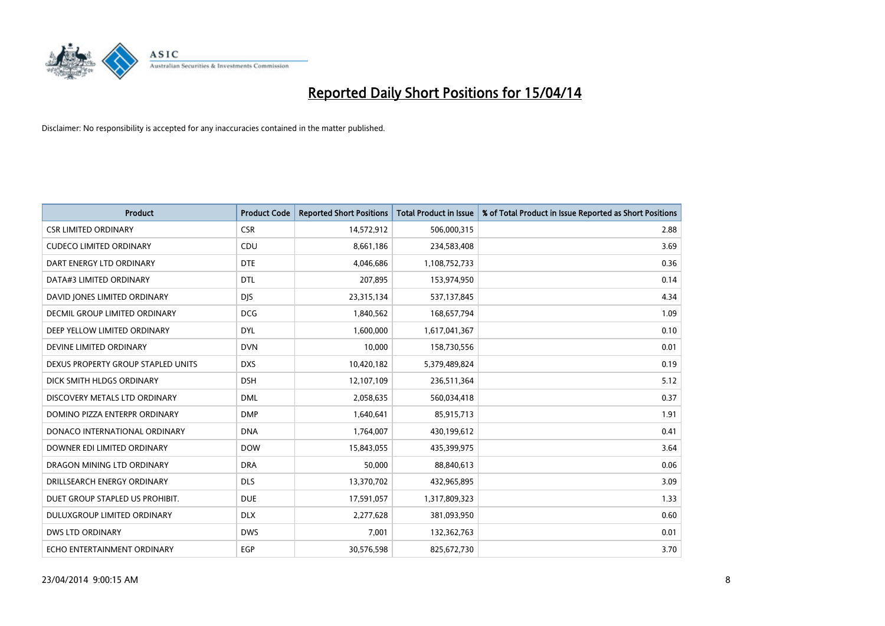# Reported Daily Short Positions for 15/04/14

Disclaimer: No responsibility is accepted for any inaccuracies contained in the matter published.

| Product | Product Code | Reported Short Positions | Total Product in Issue | % of Total Product in Issue Reported as Short Positions |
|---|---|---|---|---|
| CSR LIMITED ORDINARY | CSR | 14,572,912 | 506,000,315 | 2.88 |
| CUDECO LIMITED ORDINARY | CDU | 8,661,186 | 234,583,408 | 3.69 |
| DART ENERGY LTD ORDINARY | DTE | 4,046,686 | 1,108,752,733 | 0.36 |
| DATA#3 LIMITED ORDINARY | DTL | 207,895 | 153,974,950 | 0.14 |
| DAVID JONES LIMITED ORDINARY | DJS | 23,315,134 | 537,137,845 | 4.34 |
| DECMIL GROUP LIMITED ORDINARY | DCG | 1,840,562 | 168,657,794 | 1.09 |
| DEEP YELLOW LIMITED ORDINARY | DYL | 1,600,000 | 1,617,041,367 | 0.10 |
| DEVINE LIMITED ORDINARY | DVN | 10,000 | 158,730,556 | 0.01 |
| DEXUS PROPERTY GROUP STAPLED UNITS | DXS | 10,420,182 | 5,379,489,824 | 0.19 |
| DICK SMITH HLDGS ORDINARY | DSH | 12,107,109 | 236,511,364 | 5.12 |
| DISCOVERY METALS LTD ORDINARY | DML | 2,058,635 | 560,034,418 | 0.37 |
| DOMINO PIZZA ENTERPR ORDINARY | DMP | 1,640,641 | 85,915,713 | 1.91 |
| DONACO INTERNATIONAL ORDINARY | DNA | 1,764,007 | 430,199,612 | 0.41 |
| DOWNER EDI LIMITED ORDINARY | DOW | 15,843,055 | 435,399,975 | 3.64 |
| DRAGON MINING LTD ORDINARY | DRA | 50,000 | 88,840,613 | 0.06 |
| DRILLSEARCH ENERGY ORDINARY | DLS | 13,370,702 | 432,965,895 | 3.09 |
| DUET GROUP STAPLED US PROHIBIT. | DUE | 17,591,057 | 1,317,809,323 | 1.33 |
| DULUXGROUP LIMITED ORDINARY | DLX | 2,277,628 | 381,093,950 | 0.60 |
| DWS LTD ORDINARY | DWS | 7,001 | 132,362,763 | 0.01 |
| ECHO ENTERTAINMENT ORDINARY | EGP | 30,576,598 | 825,672,730 | 3.70 |

23/04/2014 9:00:15 AM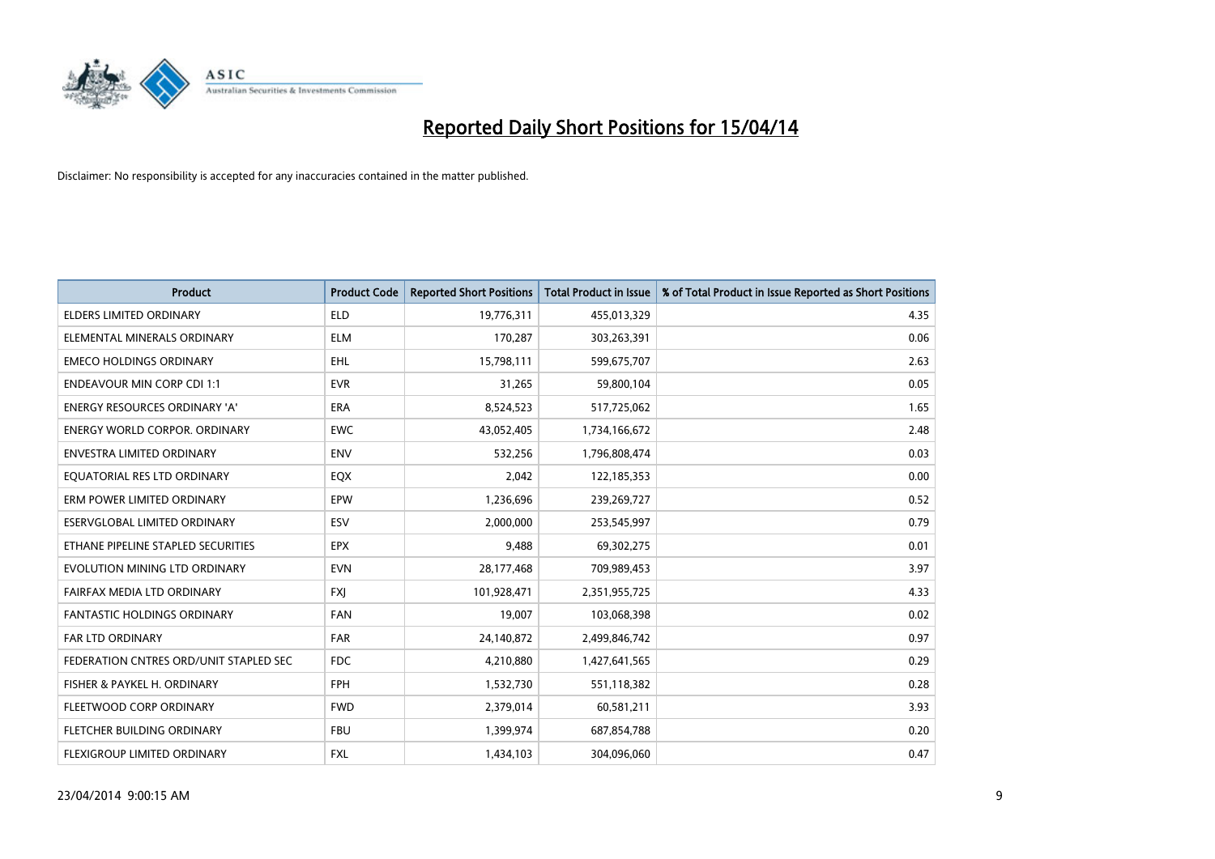# Reported Daily Short Positions for 15/04/14

Disclaimer: No responsibility is accepted for any inaccuracies contained in the matter published.

| Product | Product Code | Reported Short Positions | Total Product in Issue | % of Total Product in Issue Reported as Short Positions |
|---|---|---|---|---|
| ELDERS LIMITED ORDINARY | ELD | 19,776,311 | 455,013,329 | 4.35 |
| ELEMENTAL MINERALS ORDINARY | ELM | 170,287 | 303,263,391 | 0.06 |
| EMECO HOLDINGS ORDINARY | EHL | 15,798,111 | 599,675,707 | 2.63 |
| ENDEAVOUR MIN CORP CDI 1:1 | EVR | 31,265 | 59,800,104 | 0.05 |
| ENERGY RESOURCES ORDINARY 'A' | ERA | 8,524,523 | 517,725,062 | 1.65 |
| ENERGY WORLD CORPOR. ORDINARY | EWC | 43,052,405 | 1,734,166,672 | 2.48 |
| ENVESTRA LIMITED ORDINARY | ENV | 532,256 | 1,796,808,474 | 0.03 |
| EQUATORIAL RES LTD ORDINARY | EQX | 2,042 | 122,185,353 | 0.00 |
| ERM POWER LIMITED ORDINARY | EPW | 1,236,696 | 239,269,727 | 0.52 |
| ESERVGLOBAL LIMITED ORDINARY | ESV | 2,000,000 | 253,545,997 | 0.79 |
| ETHANE PIPELINE STAPLED SECURITIES | EPX | 9,488 | 69,302,275 | 0.01 |
| EVOLUTION MINING LTD ORDINARY | EVN | 28,177,468 | 709,989,453 | 3.97 |
| FAIRFAX MEDIA LTD ORDINARY | FXJ | 101,928,471 | 2,351,955,725 | 4.33 |
| FANTASTIC HOLDINGS ORDINARY | FAN | 19,007 | 103,068,398 | 0.02 |
| FAR LTD ORDINARY | FAR | 24,140,872 | 2,499,846,742 | 0.97 |
| FEDERATION CNTRES ORD/UNIT STAPLED SEC | FDC | 4,210,880 | 1,427,641,565 | 0.29 |
| FISHER & PAYKEL H. ORDINARY | FPH | 1,532,730 | 551,118,382 | 0.28 |
| FLEETWOOD CORP ORDINARY | FWD | 2,379,014 | 60,581,211 | 3.93 |
| FLETCHER BUILDING ORDINARY | FBU | 1,399,974 | 687,854,788 | 0.20 |
| FLEXIGROUP LIMITED ORDINARY | FXL | 1,434,103 | 304,096,060 | 0.47 |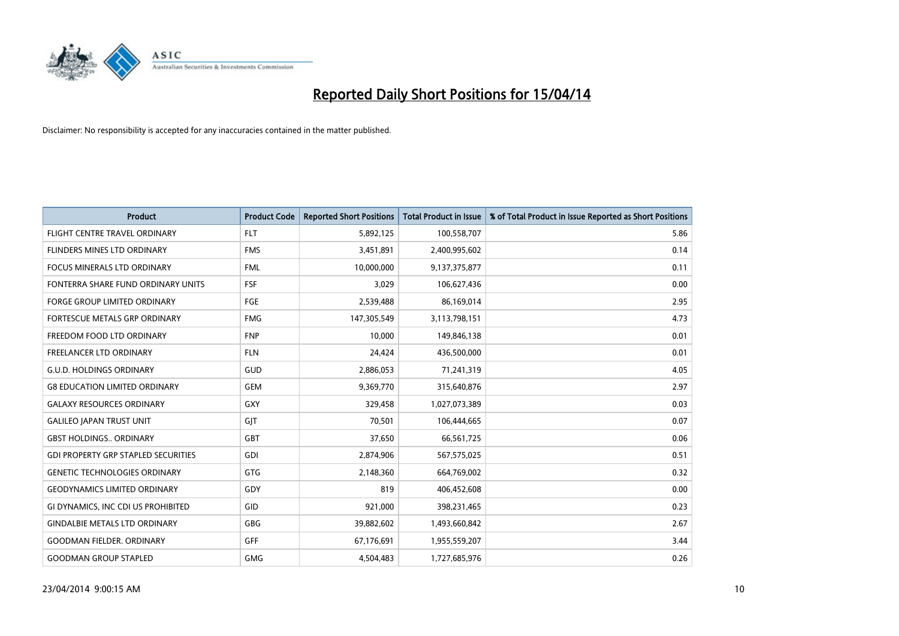# Reported Daily Short Positions for 15/04/14

Disclaimer: No responsibility is accepted for any inaccuracies contained in the matter published.

| Product | Product Code | Reported Short Positions | Total Product in Issue | % of Total Product in Issue Reported as Short Positions |
|---|---|---|---|---|
| FLIGHT CENTRE TRAVEL ORDINARY | FLT | 5,892,125 | 100,558,707 | 5.86 |
| FLINDERS MINES LTD ORDINARY | FMS | 3,451,891 | 2,400,995,602 | 0.14 |
| FOCUS MINERALS LTD ORDINARY | FML | 10,000,000 | 9,137,375,877 | 0.11 |
| FONTERRA SHARE FUND ORDINARY UNITS | FSF | 3,029 | 106,627,436 | 0.00 |
| FORGE GROUP LIMITED ORDINARY | FGE | 2,539,488 | 86,169,014 | 2.95 |
| FORTESCUE METALS GRP ORDINARY | FMG | 147,305,549 | 3,113,798,151 | 4.73 |
| FREEDOM FOOD LTD ORDINARY | FNP | 10,000 | 149,846,138 | 0.01 |
| FREELANCER LTD ORDINARY | FLN | 24,424 | 436,500,000 | 0.01 |
| G.U.D. HOLDINGS ORDINARY | GUD | 2,886,053 | 71,241,319 | 4.05 |
| G8 EDUCATION LIMITED ORDINARY | GEM | 9,369,770 | 315,640,876 | 2.97 |
| GALAXY RESOURCES ORDINARY | GXY | 329,458 | 1,027,073,389 | 0.03 |
| GALILEO JAPAN TRUST UNIT | GJT | 70,501 | 106,444,665 | 0.07 |
| GBST HOLDINGS.. ORDINARY | GBT | 37,650 | 66,561,725 | 0.06 |
| GDI PROPERTY GRP STAPLED SECURITIES | GDI | 2,874,906 | 567,575,025 | 0.51 |
| GENETIC TECHNOLOGIES ORDINARY | GTG | 2,148,360 | 664,769,002 | 0.32 |
| GEODYNAMICS LIMITED ORDINARY | GDY | 819 | 406,452,608 | 0.00 |
| GI DYNAMICS, INC CDI US PROHIBITED | GID | 921,000 | 398,231,465 | 0.23 |
| GINDALBIE METALS LTD ORDINARY | GBG | 39,882,602 | 1,493,660,842 | 2.67 |
| GOODMAN FIELDER. ORDINARY | GFF | 67,176,691 | 1,955,559,207 | 3.44 |
| GOODMAN GROUP STAPLED | GMG | 4,504,483 | 1,727,685,976 | 0.26 |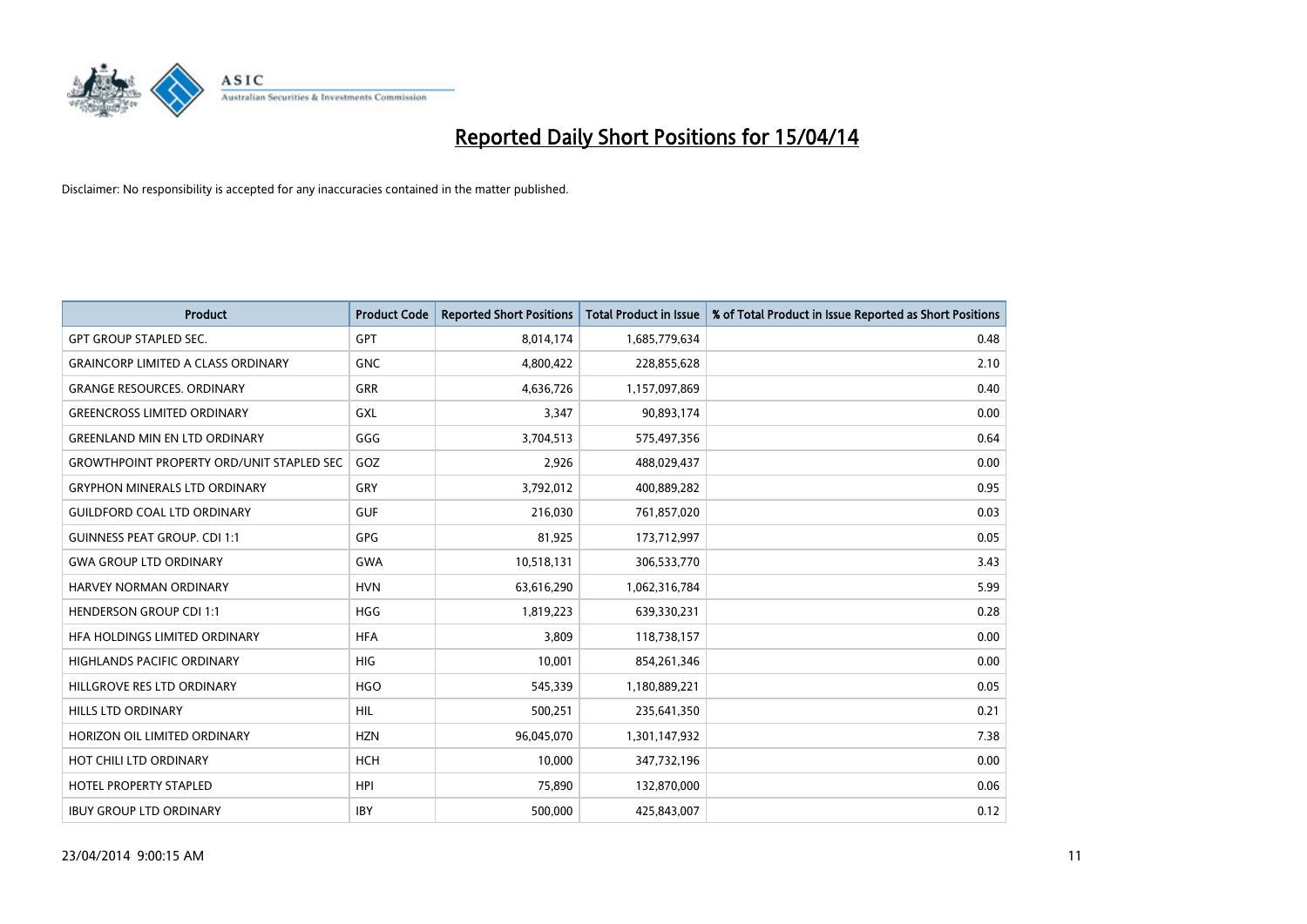# Reported Daily Short Positions for 15/04/14

Disclaimer: No responsibility is accepted for any inaccuracies contained in the matter published.

| Product | Product Code | Reported Short Positions | Total Product in Issue | % of Total Product in Issue Reported as Short Positions |
|---|---|---|---|---|
| GPT GROUP STAPLED SEC. | GPT | 8,014,174 | 1,685,779,634 | 0.48 |
| GRAINCORP LIMITED A CLASS ORDINARY | GNC | 4,800,422 | 228,855,628 | 2.10 |
| GRANGE RESOURCES. ORDINARY | GRR | 4,636,726 | 1,157,097,869 | 0.40 |
| GREENCROSS LIMITED ORDINARY | GXL | 3,347 | 90,893,174 | 0.00 |
| GREENLAND MIN EN LTD ORDINARY | GGG | 3,704,513 | 575,497,356 | 0.64 |
| GROWTHPOINT PROPERTY ORD/UNIT STAPLED SEC | GOZ | 2,926 | 488,029,437 | 0.00 |
| GRYPHON MINERALS LTD ORDINARY | GRY | 3,792,012 | 400,889,282 | 0.95 |
| GUILDFORD COAL LTD ORDINARY | GUF | 216,030 | 761,857,020 | 0.03 |
| GUINNESS PEAT GROUP. CDI 1:1 | GPG | 81,925 | 173,712,997 | 0.05 |
| GWA GROUP LTD ORDINARY | GWA | 10,518,131 | 306,533,770 | 3.43 |
| HARVEY NORMAN ORDINARY | HVN | 63,616,290 | 1,062,316,784 | 5.99 |
| HENDERSON GROUP CDI 1:1 | HGG | 1,819,223 | 639,330,231 | 0.28 |
| HFA HOLDINGS LIMITED ORDINARY | HFA | 3,809 | 118,738,157 | 0.00 |
| HIGHLANDS PACIFIC ORDINARY | HIG | 10,001 | 854,261,346 | 0.00 |
| HILLGROVE RES LTD ORDINARY | HGO | 545,339 | 1,180,889,221 | 0.05 |
| HILLS LTD ORDINARY | HIL | 500,251 | 235,641,350 | 0.21 |
| HORIZON OIL LIMITED ORDINARY | HZN | 96,045,070 | 1,301,147,932 | 7.38 |
| HOT CHILI LTD ORDINARY | HCH | 10,000 | 347,732,196 | 0.00 |
| HOTEL PROPERTY STAPLED | HPI | 75,890 | 132,870,000 | 0.06 |
| IBUY GROUP LTD ORDINARY | IBY | 500,000 | 425,843,007 | 0.12 |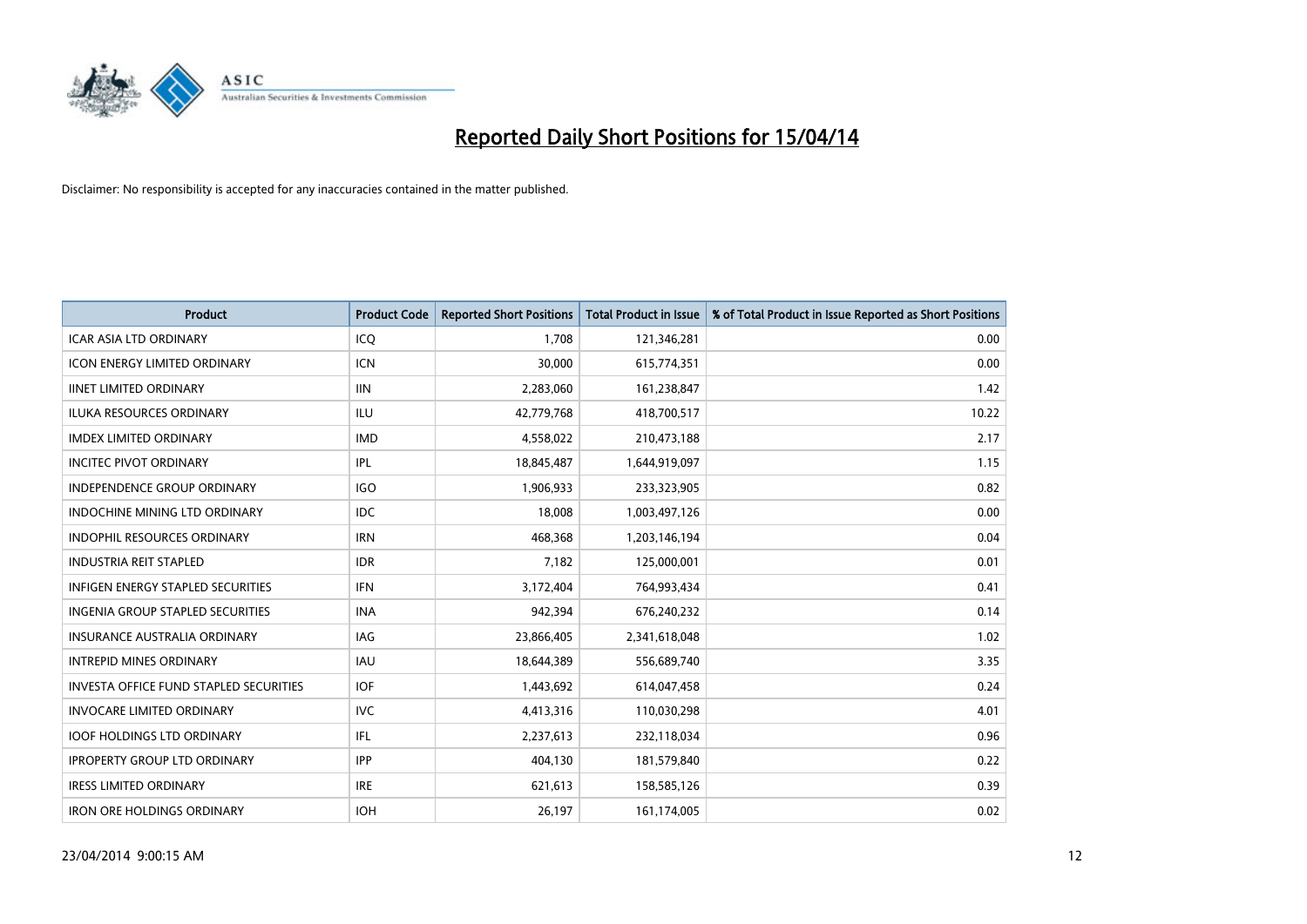# Reported Daily Short Positions for 15/04/14

Disclaimer: No responsibility is accepted for any inaccuracies contained in the matter published.

| Product | Product Code | Reported Short Positions | Total Product in Issue | % of Total Product in Issue Reported as Short Positions |
|---|---|---|---|---|
| ICAR ASIA LTD ORDINARY | ICQ | 1,708 | 121,346,281 | 0.00 |
| ICON ENERGY LIMITED ORDINARY | ICN | 30,000 | 615,774,351 | 0.00 |
| IINET LIMITED ORDINARY | IIN | 2,283,060 | 161,238,847 | 1.42 |
| ILUKA RESOURCES ORDINARY | ILU | 42,779,768 | 418,700,517 | 10.22 |
| IMDEX LIMITED ORDINARY | IMD | 4,558,022 | 210,473,188 | 2.17 |
| INCITEC PIVOT ORDINARY | IPL | 18,845,487 | 1,644,919,097 | 1.15 |
| INDEPENDENCE GROUP ORDINARY | IGO | 1,906,933 | 233,323,905 | 0.82 |
| INDOCHINE MINING LTD ORDINARY | IDC | 18,008 | 1,003,497,126 | 0.00 |
| INDOPHIL RESOURCES ORDINARY | IRN | 468,368 | 1,203,146,194 | 0.04 |
| INDUSTRIA REIT STAPLED | IDR | 7,182 | 125,000,001 | 0.01 |
| INFIGEN ENERGY STAPLED SECURITIES | IFN | 3,172,404 | 764,993,434 | 0.41 |
| INGENIA GROUP STAPLED SECURITIES | INA | 942,394 | 676,240,232 | 0.14 |
| INSURANCE AUSTRALIA ORDINARY | IAG | 23,866,405 | 2,341,618,048 | 1.02 |
| INTREPID MINES ORDINARY | IAU | 18,644,389 | 556,689,740 | 3.35 |
| INVESTA OFFICE FUND STAPLED SECURITIES | IOF | 1,443,692 | 614,047,458 | 0.24 |
| INVOCARE LIMITED ORDINARY | IVC | 4,413,316 | 110,030,298 | 4.01 |
| IOOF HOLDINGS LTD ORDINARY | IFL | 2,237,613 | 232,118,034 | 0.96 |
| IPROPERTY GROUP LTD ORDINARY | IPP | 404,130 | 181,579,840 | 0.22 |
| IRESS LIMITED ORDINARY | IRE | 621,613 | 158,585,126 | 0.39 |
| IRON ORE HOLDINGS ORDINARY | IOH | 26,197 | 161,174,005 | 0.02 |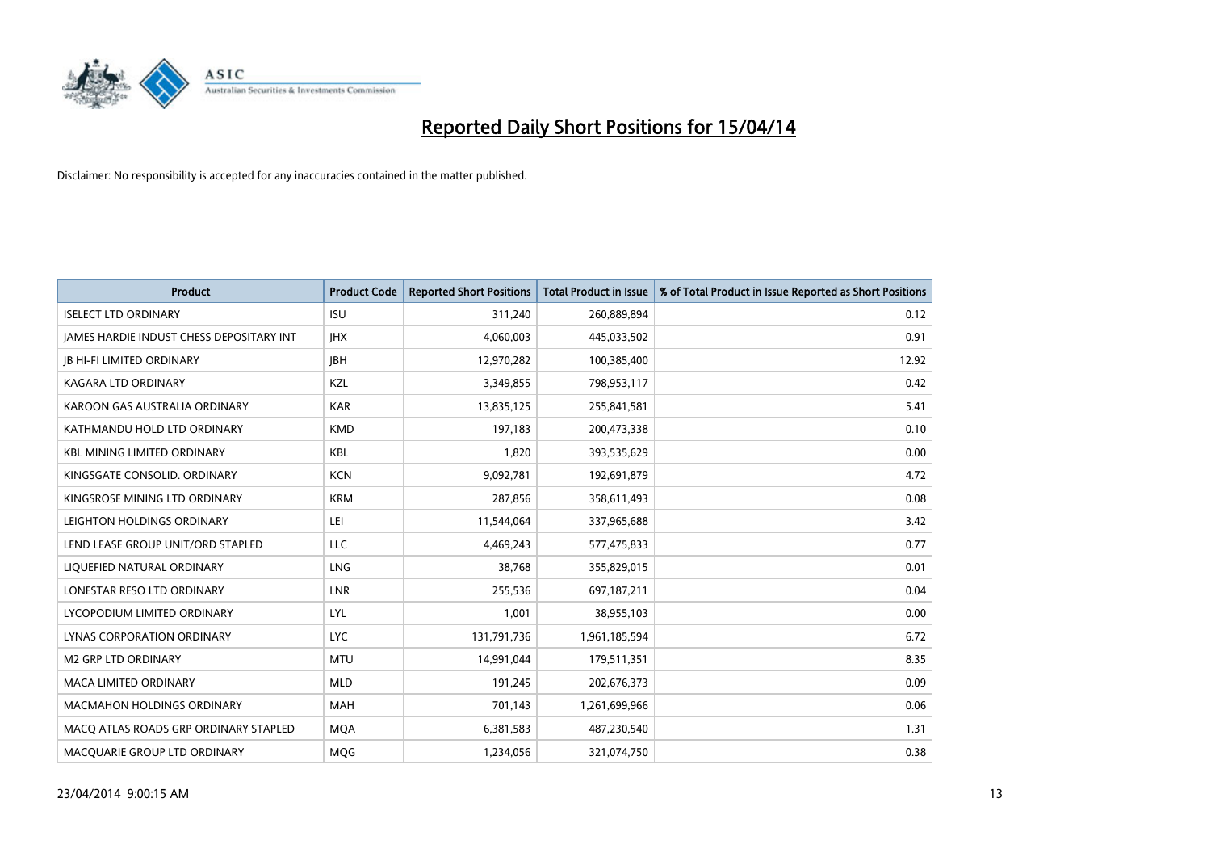# Reported Daily Short Positions for 15/04/14

Disclaimer: No responsibility is accepted for any inaccuracies contained in the matter published.

| Product | Product Code | Reported Short Positions | Total Product in Issue | % of Total Product in Issue Reported as Short Positions |
|---|---|---|---|---|
| ISELECT LTD ORDINARY | ISU | 311,240 | 260,889,894 | 0.12 |
| JAMES HARDIE INDUST CHESS DEPOSITARY INT | JHX | 4,060,003 | 445,033,502 | 0.91 |
| JB HI-FI LIMITED ORDINARY | JBH | 12,970,282 | 100,385,400 | 12.92 |
| KAGARA LTD ORDINARY | KZL | 3,349,855 | 798,953,117 | 0.42 |
| KAROON GAS AUSTRALIA ORDINARY | KAR | 13,835,125 | 255,841,581 | 5.41 |
| KATHMANDU HOLD LTD ORDINARY | KMD | 197,183 | 200,473,338 | 0.10 |
| KBL MINING LIMITED ORDINARY | KBL | 1,820 | 393,535,629 | 0.00 |
| KINGSGATE CONSOLID. ORDINARY | KCN | 9,092,781 | 192,691,879 | 4.72 |
| KINGSROSE MINING LTD ORDINARY | KRM | 287,856 | 358,611,493 | 0.08 |
| LEIGHTON HOLDINGS ORDINARY | LEI | 11,544,064 | 337,965,688 | 3.42 |
| LEND LEASE GROUP UNIT/ORD STAPLED | LLC | 4,469,243 | 577,475,833 | 0.77 |
| LIQUEFIED NATURAL ORDINARY | LNG | 38,768 | 355,829,015 | 0.01 |
| LONESTAR RESO LTD ORDINARY | LNR | 255,536 | 697,187,211 | 0.04 |
| LYCOPODIUM LIMITED ORDINARY | LYL | 1,001 | 38,955,103 | 0.00 |
| LYNAS CORPORATION ORDINARY | LYC | 131,791,736 | 1,961,185,594 | 6.72 |
| M2 GRP LTD ORDINARY | MTU | 14,991,044 | 179,511,351 | 8.35 |
| MACA LIMITED ORDINARY | MLD | 191,245 | 202,676,373 | 0.09 |
| MACMAHON HOLDINGS ORDINARY | MAH | 701,143 | 1,261,699,966 | 0.06 |
| MACQ ATLAS ROADS GRP ORDINARY STAPLED | MQA | 6,381,583 | 487,230,540 | 1.31 |
| MACQUARIE GROUP LTD ORDINARY | MQG | 1,234,056 | 321,074,750 | 0.38 |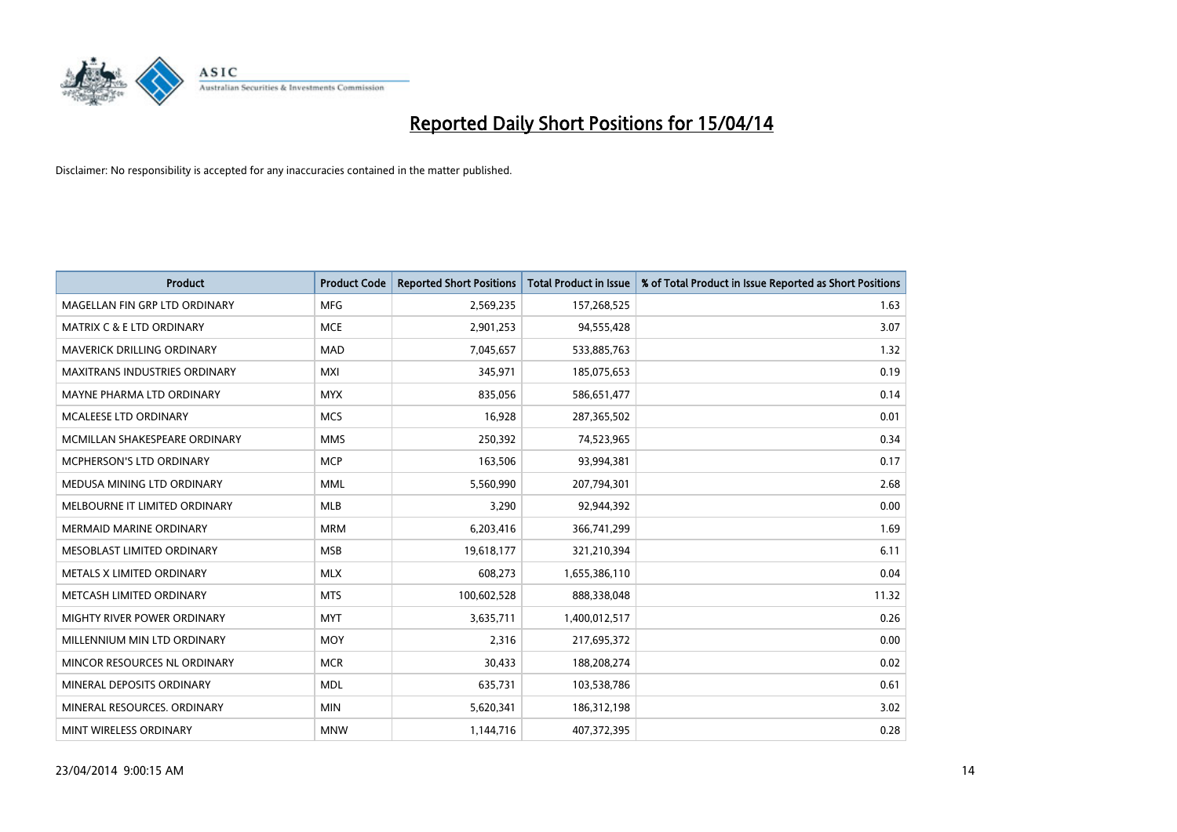# Reported Daily Short Positions for 15/04/14

Disclaimer: No responsibility is accepted for any inaccuracies contained in the matter published.

| Product | Product Code | Reported Short Positions | Total Product in Issue | % of Total Product in Issue Reported as Short Positions |
|---|---|---|---|---|
| MAGELLAN FIN GRP LTD ORDINARY | MFG | 2,569,235 | 157,268,525 | 1.63 |
| MATRIX C & E LTD ORDINARY | MCE | 2,901,253 | 94,555,428 | 3.07 |
| MAVERICK DRILLING ORDINARY | MAD | 7,045,657 | 533,885,763 | 1.32 |
| MAXITRANS INDUSTRIES ORDINARY | MXI | 345,971 | 185,075,653 | 0.19 |
| MAYNE PHARMA LTD ORDINARY | MYX | 835,056 | 586,651,477 | 0.14 |
| MCALEESE LTD ORDINARY | MCS | 16,928 | 287,365,502 | 0.01 |
| MCMILLAN SHAKESPEARE ORDINARY | MMS | 250,392 | 74,523,965 | 0.34 |
| MCPHERSON'S LTD ORDINARY | MCP | 163,506 | 93,994,381 | 0.17 |
| MEDUSA MINING LTD ORDINARY | MML | 5,560,990 | 207,794,301 | 2.68 |
| MELBOURNE IT LIMITED ORDINARY | MLB | 3,290 | 92,944,392 | 0.00 |
| MERMAID MARINE ORDINARY | MRM | 6,203,416 | 366,741,299 | 1.69 |
| MESOBLAST LIMITED ORDINARY | MSB | 19,618,177 | 321,210,394 | 6.11 |
| METALS X LIMITED ORDINARY | MLX | 608,273 | 1,655,386,110 | 0.04 |
| METCASH LIMITED ORDINARY | MTS | 100,602,528 | 888,338,048 | 11.32 |
| MIGHTY RIVER POWER ORDINARY | MYT | 3,635,711 | 1,400,012,517 | 0.26 |
| MILLENNIUM MIN LTD ORDINARY | MOY | 2,316 | 217,695,372 | 0.00 |
| MINCOR RESOURCES NL ORDINARY | MCR | 30,433 | 188,208,274 | 0.02 |
| MINERAL DEPOSITS ORDINARY | MDL | 635,731 | 103,538,786 | 0.61 |
| MINERAL RESOURCES. ORDINARY | MIN | 5,620,341 | 186,312,198 | 3.02 |
| MINT WIRELESS ORDINARY | MNW | 1,144,716 | 407,372,395 | 0.28 |

23/04/2014 9:00:15 AM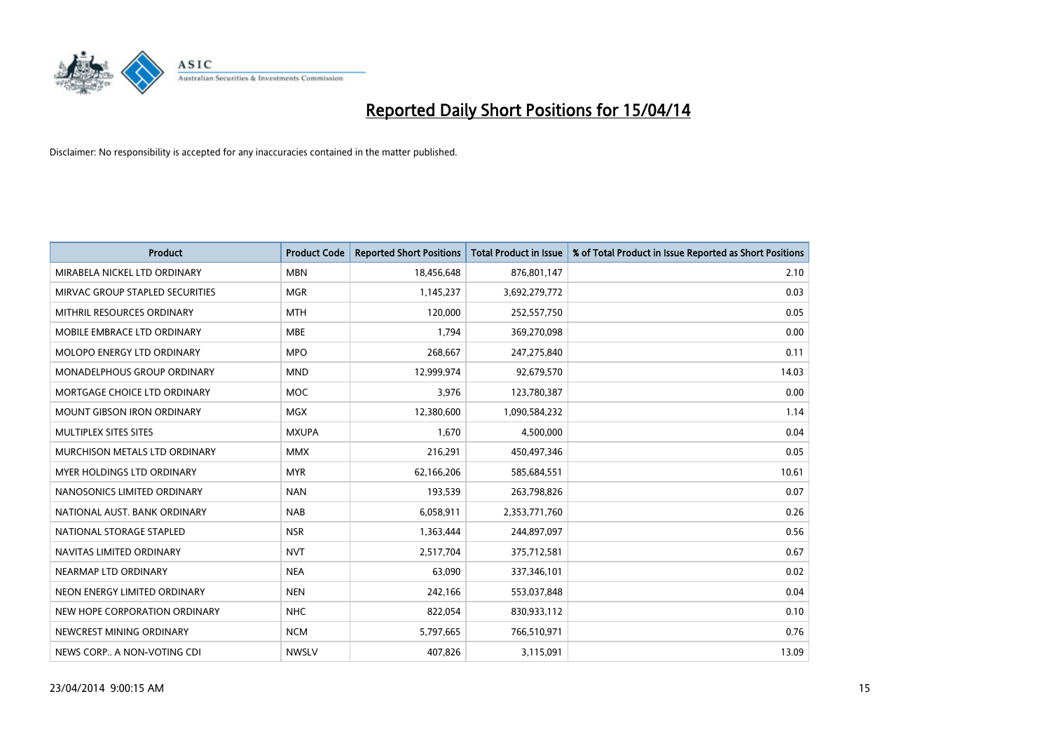# Reported Daily Short Positions for 15/04/14

Disclaimer: No responsibility is accepted for any inaccuracies contained in the matter published.

| Product | Product Code | Reported Short Positions | Total Product in Issue | % of Total Product in Issue Reported as Short Positions |
|---|---|---|---|---|
| MIRABELA NICKEL LTD ORDINARY | MBN | 18,456,648 | 876,801,147 | 2.10 |
| MIRVAC GROUP STAPLED SECURITIES | MGR | 1,145,237 | 3,692,279,772 | 0.03 |
| MITHRIL RESOURCES ORDINARY | MTH | 120,000 | 252,557,750 | 0.05 |
| MOBILE EMBRACE LTD ORDINARY | MBE | 1,794 | 369,270,098 | 0.00 |
| MOLOPO ENERGY LTD ORDINARY | MPO | 268,667 | 247,275,840 | 0.11 |
| MONADELPHOUS GROUP ORDINARY | MND | 12,999,974 | 92,679,570 | 14.03 |
| MORTGAGE CHOICE LTD ORDINARY | MOC | 3,976 | 123,780,387 | 0.00 |
| MOUNT GIBSON IRON ORDINARY | MGX | 12,380,600 | 1,090,584,232 | 1.14 |
| MULTIPLEX SITES SITES | MXUPA | 1,670 | 4,500,000 | 0.04 |
| MURCHISON METALS LTD ORDINARY | MMX | 216,291 | 450,497,346 | 0.05 |
| MYER HOLDINGS LTD ORDINARY | MYR | 62,166,206 | 585,684,551 | 10.61 |
| NANOSONICS LIMITED ORDINARY | NAN | 193,539 | 263,798,826 | 0.07 |
| NATIONAL AUST. BANK ORDINARY | NAB | 6,058,911 | 2,353,771,760 | 0.26 |
| NATIONAL STORAGE STAPLED | NSR | 1,363,444 | 244,897,097 | 0.56 |
| NAVITAS LIMITED ORDINARY | NVT | 2,517,704 | 375,712,581 | 0.67 |
| NEARMAP LTD ORDINARY | NEA | 63,090 | 337,346,101 | 0.02 |
| NEON ENERGY LIMITED ORDINARY | NEN | 242,166 | 553,037,848 | 0.04 |
| NEW HOPE CORPORATION ORDINARY | NHC | 822,054 | 830,933,112 | 0.10 |
| NEWCREST MINING ORDINARY | NCM | 5,797,665 | 766,510,971 | 0.76 |
| NEWS CORP.. A NON-VOTING CDI | NWSLV | 407,826 | 3,115,091 | 13.09 |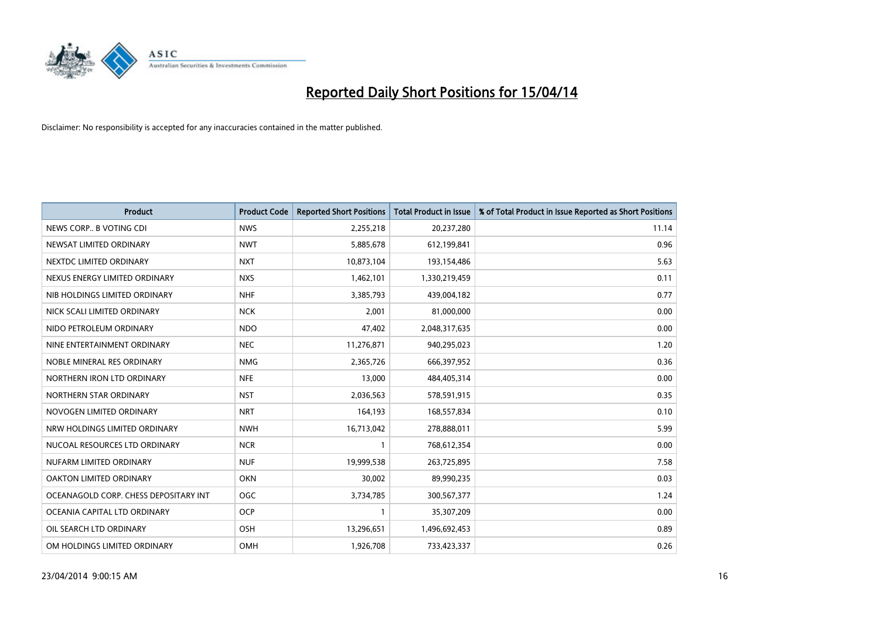# Reported Daily Short Positions for 15/04/14

Disclaimer: No responsibility is accepted for any inaccuracies contained in the matter published.

| Product | Product Code | Reported Short Positions | Total Product in Issue | % of Total Product in Issue Reported as Short Positions |
| --- | --- | --- | --- | --- |
| NEWS CORP.. B VOTING CDI | NWS | 2,255,218 | 20,237,280 | 11.14 |
| NEWSAT LIMITED ORDINARY | NWT | 5,885,678 | 612,199,841 | 0.96 |
| NEXTDC LIMITED ORDINARY | NXT | 10,873,104 | 193,154,486 | 5.63 |
| NEXUS ENERGY LIMITED ORDINARY | NXS | 1,462,101 | 1,330,219,459 | 0.11 |
| NIB HOLDINGS LIMITED ORDINARY | NHF | 3,385,793 | 439,004,182 | 0.77 |
| NICK SCALI LIMITED ORDINARY | NCK | 2,001 | 81,000,000 | 0.00 |
| NIDO PETROLEUM ORDINARY | NDO | 47,402 | 2,048,317,635 | 0.00 |
| NINE ENTERTAINMENT ORDINARY | NEC | 11,276,871 | 940,295,023 | 1.20 |
| NOBLE MINERAL RES ORDINARY | NMG | 2,365,726 | 666,397,952 | 0.36 |
| NORTHERN IRON LTD ORDINARY | NFE | 13,000 | 484,405,314 | 0.00 |
| NORTHERN STAR ORDINARY | NST | 2,036,563 | 578,591,915 | 0.35 |
| NOVOGEN LIMITED ORDINARY | NRT | 164,193 | 168,557,834 | 0.10 |
| NRW HOLDINGS LIMITED ORDINARY | NWH | 16,713,042 | 278,888,011 | 5.99 |
| NUCOAL RESOURCES LTD ORDINARY | NCR | 1 | 768,612,354 | 0.00 |
| NUFARM LIMITED ORDINARY | NUF | 19,999,538 | 263,725,895 | 7.58 |
| OAKTON LIMITED ORDINARY | OKN | 30,002 | 89,990,235 | 0.03 |
| OCEANAGOLD CORP. CHESS DEPOSITARY INT | OGC | 3,734,785 | 300,567,377 | 1.24 |
| OCEANIA CAPITAL LTD ORDINARY | OCP | 1 | 35,307,209 | 0.00 |
| OIL SEARCH LTD ORDINARY | OSH | 13,296,651 | 1,496,692,453 | 0.89 |
| OM HOLDINGS LIMITED ORDINARY | OMH | 1,926,708 | 733,423,337 | 0.26 |

23/04/2014 9:00:15 AM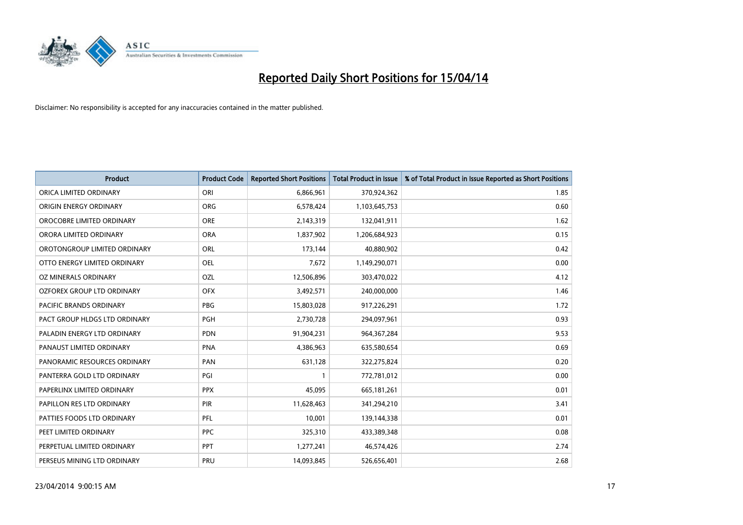# Reported Daily Short Positions for 15/04/14

Disclaimer: No responsibility is accepted for any inaccuracies contained in the matter published.

| Product | Product Code | Reported Short Positions | Total Product in Issue | % of Total Product in Issue Reported as Short Positions |
|---|---|---|---|---|
| ORICA LIMITED ORDINARY | ORI | 6,866,961 | 370,924,362 | 1.85 |
| ORIGIN ENERGY ORDINARY | ORG | 6,578,424 | 1,103,645,753 | 0.60 |
| OROCOBRE LIMITED ORDINARY | ORE | 2,143,319 | 132,041,911 | 1.62 |
| ORORA LIMITED ORDINARY | ORA | 1,837,902 | 1,206,684,923 | 0.15 |
| OROTONGROUP LIMITED ORDINARY | ORL | 173,144 | 40,880,902 | 0.42 |
| OTTO ENERGY LIMITED ORDINARY | OEL | 7,672 | 1,149,290,071 | 0.00 |
| OZ MINERALS ORDINARY | OZL | 12,506,896 | 303,470,022 | 4.12 |
| OZFOREX GROUP LTD ORDINARY | OFX | 3,492,571 | 240,000,000 | 1.46 |
| PACIFIC BRANDS ORDINARY | PBG | 15,803,028 | 917,226,291 | 1.72 |
| PACT GROUP HLDGS LTD ORDINARY | PGH | 2,730,728 | 294,097,961 | 0.93 |
| PALADIN ENERGY LTD ORDINARY | PDN | 91,904,231 | 964,367,284 | 9.53 |
| PANAUST LIMITED ORDINARY | PNA | 4,386,963 | 635,580,654 | 0.69 |
| PANORAMIC RESOURCES ORDINARY | PAN | 631,128 | 322,275,824 | 0.20 |
| PANTERRA GOLD LTD ORDINARY | PGI | 1 | 772,781,012 | 0.00 |
| PAPERLINX LIMITED ORDINARY | PPX | 45,095 | 665,181,261 | 0.01 |
| PAPILLON RES LTD ORDINARY | PIR | 11,628,463 | 341,294,210 | 3.41 |
| PATTIES FOODS LTD ORDINARY | PFL | 10,001 | 139,144,338 | 0.01 |
| PEET LIMITED ORDINARY | PPC | 325,310 | 433,389,348 | 0.08 |
| PERPETUAL LIMITED ORDINARY | PPT | 1,277,241 | 46,574,426 | 2.74 |
| PERSEUS MINING LTD ORDINARY | PRU | 14,093,845 | 526,656,401 | 2.68 |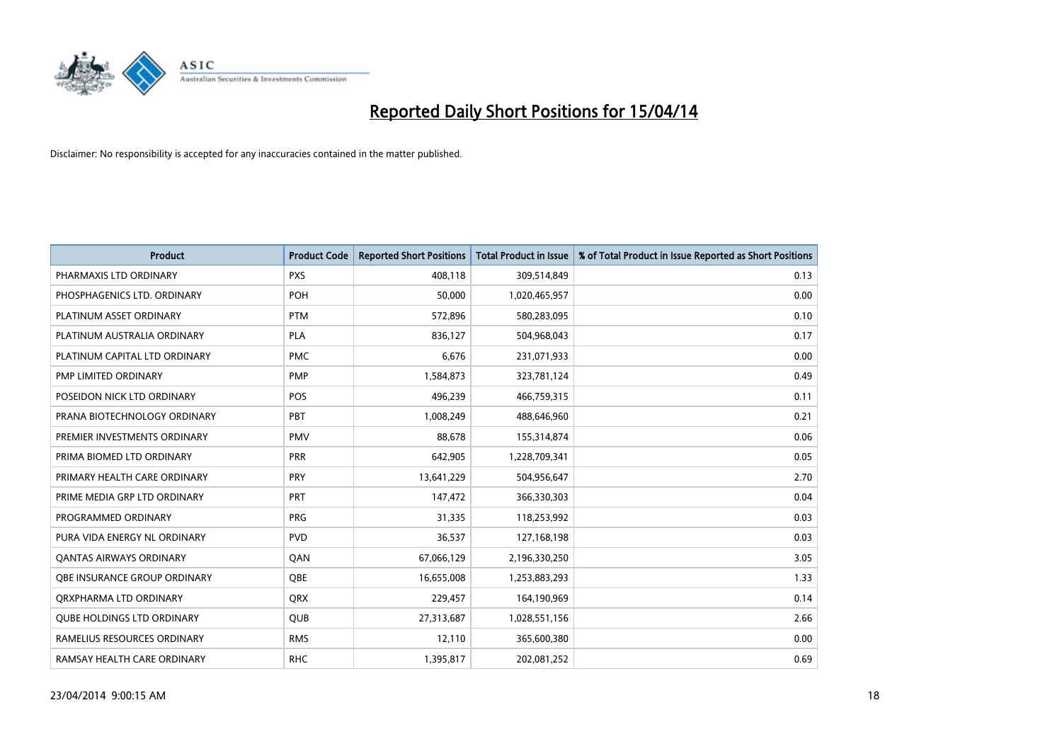# Reported Daily Short Positions for 15/04/14

Disclaimer: No responsibility is accepted for any inaccuracies contained in the matter published.

| Product | Product Code | Reported Short Positions | Total Product in Issue | % of Total Product in Issue Reported as Short Positions |
|---|---|---|---|---|
| PHARMAXIS LTD ORDINARY | PXS | 408,118 | 309,514,849 | 0.13 |
| PHOSPHAGENICS LTD. ORDINARY | POH | 50,000 | 1,020,465,957 | 0.00 |
| PLATINUM ASSET ORDINARY | PTM | 572,896 | 580,283,095 | 0.10 |
| PLATINUM AUSTRALIA ORDINARY | PLA | 836,127 | 504,968,043 | 0.17 |
| PLATINUM CAPITAL LTD ORDINARY | PMC | 6,676 | 231,071,933 | 0.00 |
| PMP LIMITED ORDINARY | PMP | 1,584,873 | 323,781,124 | 0.49 |
| POSEIDON NICK LTD ORDINARY | POS | 496,239 | 466,759,315 | 0.11 |
| PRANA BIOTECHNOLOGY ORDINARY | PBT | 1,008,249 | 488,646,960 | 0.21 |
| PREMIER INVESTMENTS ORDINARY | PMV | 88,678 | 155,314,874 | 0.06 |
| PRIMA BIOMED LTD ORDINARY | PRR | 642,905 | 1,228,709,341 | 0.05 |
| PRIMARY HEALTH CARE ORDINARY | PRY | 13,641,229 | 504,956,647 | 2.70 |
| PRIME MEDIA GRP LTD ORDINARY | PRT | 147,472 | 366,330,303 | 0.04 |
| PROGRAMMED ORDINARY | PRG | 31,335 | 118,253,992 | 0.03 |
| PURA VIDA ENERGY NL ORDINARY | PVD | 36,537 | 127,168,198 | 0.03 |
| QANTAS AIRWAYS ORDINARY | QAN | 67,066,129 | 2,196,330,250 | 3.05 |
| QBE INSURANCE GROUP ORDINARY | QBE | 16,655,008 | 1,253,883,293 | 1.33 |
| QRXPHARMA LTD ORDINARY | QRX | 229,457 | 164,190,969 | 0.14 |
| QUBE HOLDINGS LTD ORDINARY | QUB | 27,313,687 | 1,028,551,156 | 2.66 |
| RAMELIUS RESOURCES ORDINARY | RMS | 12,110 | 365,600,380 | 0.00 |
| RAMSAY HEALTH CARE ORDINARY | RHC | 1,395,817 | 202,081,252 | 0.69 |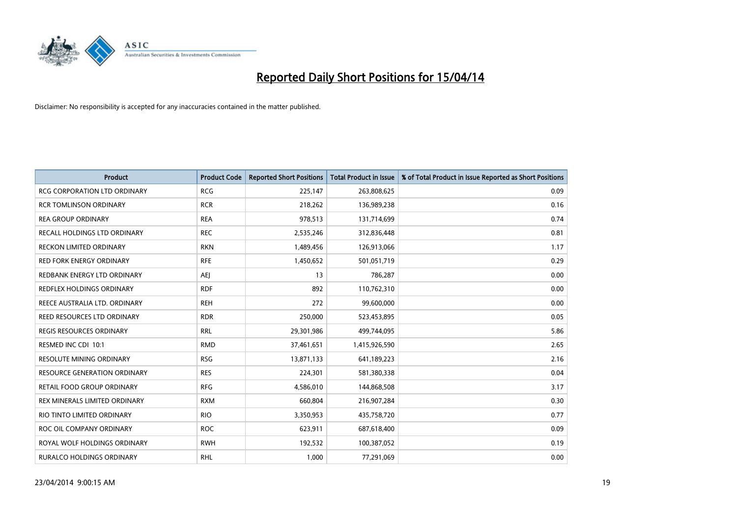# Reported Daily Short Positions for 15/04/14

Disclaimer: No responsibility is accepted for any inaccuracies contained in the matter published.

| Product | Product Code | Reported Short Positions | Total Product in Issue | % of Total Product in Issue Reported as Short Positions |
|---|---|---|---|---|
| RCG CORPORATION LTD ORDINARY | RCG | 225,147 | 263,808,625 | 0.09 |
| RCR TOMLINSON ORDINARY | RCR | 218,262 | 136,989,238 | 0.16 |
| REA GROUP ORDINARY | REA | 978,513 | 131,714,699 | 0.74 |
| RECALL HOLDINGS LTD ORDINARY | REC | 2,535,246 | 312,836,448 | 0.81 |
| RECKON LIMITED ORDINARY | RKN | 1,489,456 | 126,913,066 | 1.17 |
| RED FORK ENERGY ORDINARY | RFE | 1,450,652 | 501,051,719 | 0.29 |
| REDBANK ENERGY LTD ORDINARY | AEJ | 13 | 786,287 | 0.00 |
| REDFLEX HOLDINGS ORDINARY | RDF | 892 | 110,762,310 | 0.00 |
| REECE AUSTRALIA LTD. ORDINARY | REH | 272 | 99,600,000 | 0.00 |
| REED RESOURCES LTD ORDINARY | RDR | 250,000 | 523,453,895 | 0.05 |
| REGIS RESOURCES ORDINARY | RRL | 29,301,986 | 499,744,095 | 5.86 |
| RESMED INC CDI 10:1 | RMD | 37,461,651 | 1,415,926,590 | 2.65 |
| RESOLUTE MINING ORDINARY | RSG | 13,871,133 | 641,189,223 | 2.16 |
| RESOURCE GENERATION ORDINARY | RES | 224,301 | 581,380,338 | 0.04 |
| RETAIL FOOD GROUP ORDINARY | RFG | 4,586,010 | 144,868,508 | 3.17 |
| REX MINERALS LIMITED ORDINARY | RXM | 660,804 | 216,907,284 | 0.30 |
| RIO TINTO LIMITED ORDINARY | RIO | 3,350,953 | 435,758,720 | 0.77 |
| ROC OIL COMPANY ORDINARY | ROC | 623,911 | 687,618,400 | 0.09 |
| ROYAL WOLF HOLDINGS ORDINARY | RWH | 192,532 | 100,387,052 | 0.19 |
| RURALCO HOLDINGS ORDINARY | RHL | 1,000 | 77,291,069 | 0.00 |

23/04/2014 9:00:15 AM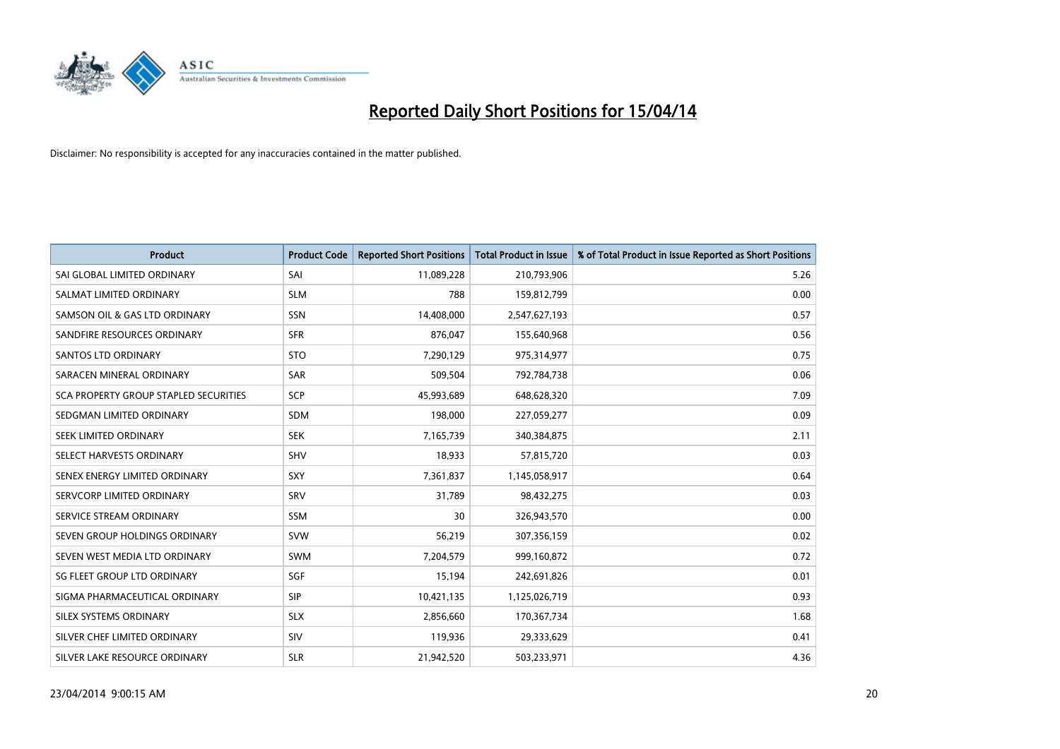# Reported Daily Short Positions for 15/04/14

Disclaimer: No responsibility is accepted for any inaccuracies contained in the matter published.

| Product | Product Code | Reported Short Positions | Total Product in Issue | % of Total Product in Issue Reported as Short Positions |
|---|---|---|---|---|
| SAI GLOBAL LIMITED ORDINARY | SAI | 11,089,228 | 210,793,906 | 5.26 |
| SALMAT LIMITED ORDINARY | SLM | 788 | 159,812,799 | 0.00 |
| SAMSON OIL & GAS LTD ORDINARY | SSN | 14,408,000 | 2,547,627,193 | 0.57 |
| SANDFIRE RESOURCES ORDINARY | SFR | 876,047 | 155,640,968 | 0.56 |
| SANTOS LTD ORDINARY | STO | 7,290,129 | 975,314,977 | 0.75 |
| SARACEN MINERAL ORDINARY | SAR | 509,504 | 792,784,738 | 0.06 |
| SCA PROPERTY GROUP STAPLED SECURITIES | SCP | 45,993,689 | 648,628,320 | 7.09 |
| SEDGMAN LIMITED ORDINARY | SDM | 198,000 | 227,059,277 | 0.09 |
| SEEK LIMITED ORDINARY | SEK | 7,165,739 | 340,384,875 | 2.11 |
| SELECT HARVESTS ORDINARY | SHV | 18,933 | 57,815,720 | 0.03 |
| SENEX ENERGY LIMITED ORDINARY | SXY | 7,361,837 | 1,145,058,917 | 0.64 |
| SERVCORP LIMITED ORDINARY | SRV | 31,789 | 98,432,275 | 0.03 |
| SERVICE STREAM ORDINARY | SSM | 30 | 326,943,570 | 0.00 |
| SEVEN GROUP HOLDINGS ORDINARY | SVW | 56,219 | 307,356,159 | 0.02 |
| SEVEN WEST MEDIA LTD ORDINARY | SWM | 7,204,579 | 999,160,872 | 0.72 |
| SG FLEET GROUP LTD ORDINARY | SGF | 15,194 | 242,691,826 | 0.01 |
| SIGMA PHARMACEUTICAL ORDINARY | SIP | 10,421,135 | 1,125,026,719 | 0.93 |
| SILEX SYSTEMS ORDINARY | SLX | 2,856,660 | 170,367,734 | 1.68 |
| SILVER CHEF LIMITED ORDINARY | SIV | 119,936 | 29,333,629 | 0.41 |
| SILVER LAKE RESOURCE ORDINARY | SLR | 21,942,520 | 503,233,971 | 4.36 |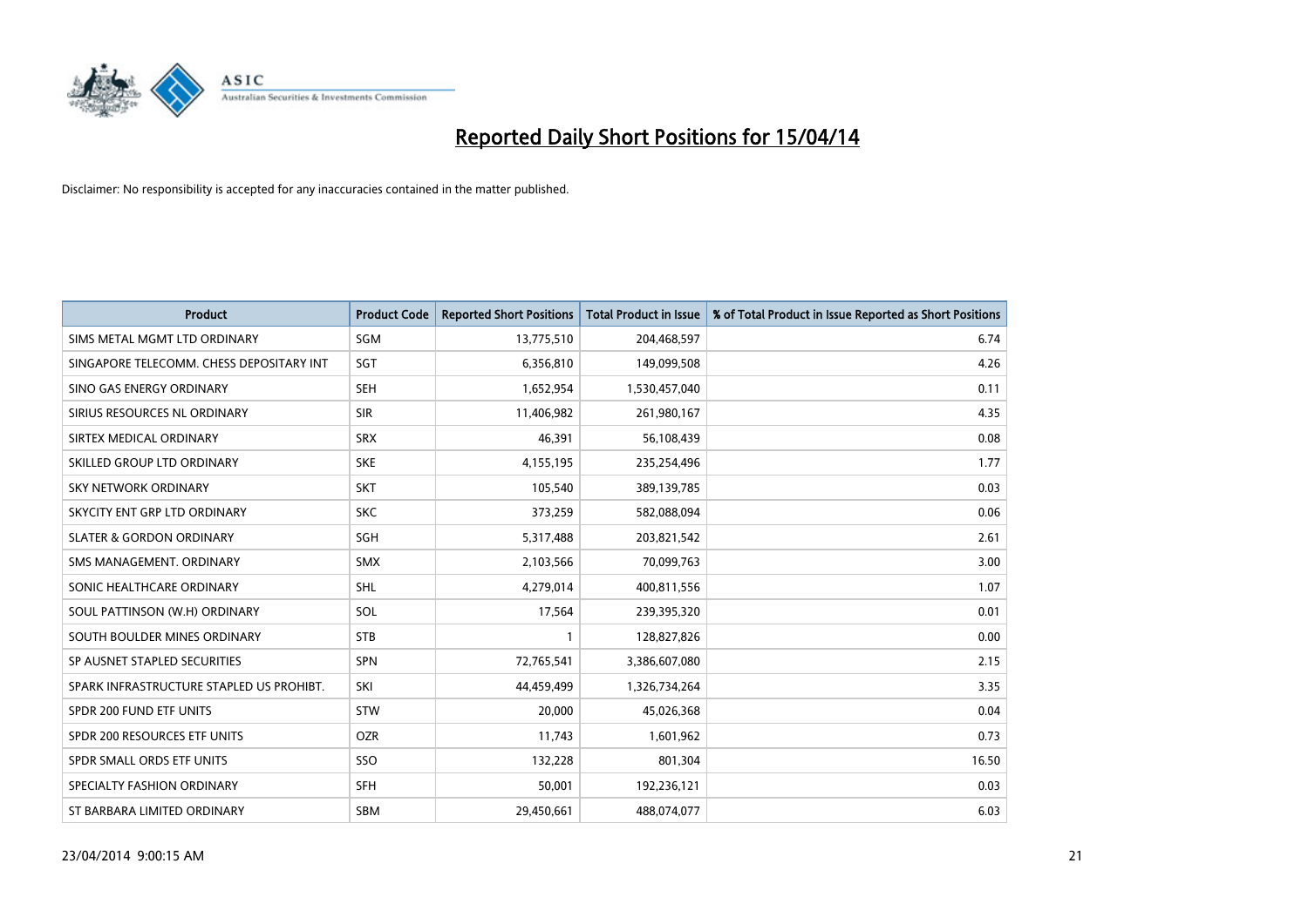# Reported Daily Short Positions for 15/04/14

Disclaimer: No responsibility is accepted for any inaccuracies contained in the matter published.

| Product | Product Code | Reported Short Positions | Total Product in Issue | % of Total Product in Issue Reported as Short Positions |
|---|---|---|---|---|
| SIMS METAL MGMT LTD ORDINARY | SGM | 13,775,510 | 204,468,597 | 6.74 |
| SINGAPORE TELECOMM. CHESS DEPOSITARY INT | SGT | 6,356,810 | 149,099,508 | 4.26 |
| SINO GAS ENERGY ORDINARY | SEH | 1,652,954 | 1,530,457,040 | 0.11 |
| SIRIUS RESOURCES NL ORDINARY | SIR | 11,406,982 | 261,980,167 | 4.35 |
| SIRTEX MEDICAL ORDINARY | SRX | 46,391 | 56,108,439 | 0.08 |
| SKILLED GROUP LTD ORDINARY | SKE | 4,155,195 | 235,254,496 | 1.77 |
| SKY NETWORK ORDINARY | SKT | 105,540 | 389,139,785 | 0.03 |
| SKYCITY ENT GRP LTD ORDINARY | SKC | 373,259 | 582,088,094 | 0.06 |
| SLATER & GORDON ORDINARY | SGH | 5,317,488 | 203,821,542 | 2.61 |
| SMS MANAGEMENT. ORDINARY | SMX | 2,103,566 | 70,099,763 | 3.00 |
| SONIC HEALTHCARE ORDINARY | SHL | 4,279,014 | 400,811,556 | 1.07 |
| SOUL PATTINSON (W.H) ORDINARY | SOL | 17,564 | 239,395,320 | 0.01 |
| SOUTH BOULDER MINES ORDINARY | STB | 1 | 128,827,826 | 0.00 |
| SP AUSNET STAPLED SECURITIES | SPN | 72,765,541 | 3,386,607,080 | 2.15 |
| SPARK INFRASTRUCTURE STAPLED US PROHIBT. | SKI | 44,459,499 | 1,326,734,264 | 3.35 |
| SPDR 200 FUND ETF UNITS | STW | 20,000 | 45,026,368 | 0.04 |
| SPDR 200 RESOURCES ETF UNITS | OZR | 11,743 | 1,601,962 | 0.73 |
| SPDR SMALL ORDS ETF UNITS | SSO | 132,228 | 801,304 | 16.50 |
| SPECIALTY FASHION ORDINARY | SFH | 50,001 | 192,236,121 | 0.03 |
| ST BARBARA LIMITED ORDINARY | SBM | 29,450,661 | 488,074,077 | 6.03 |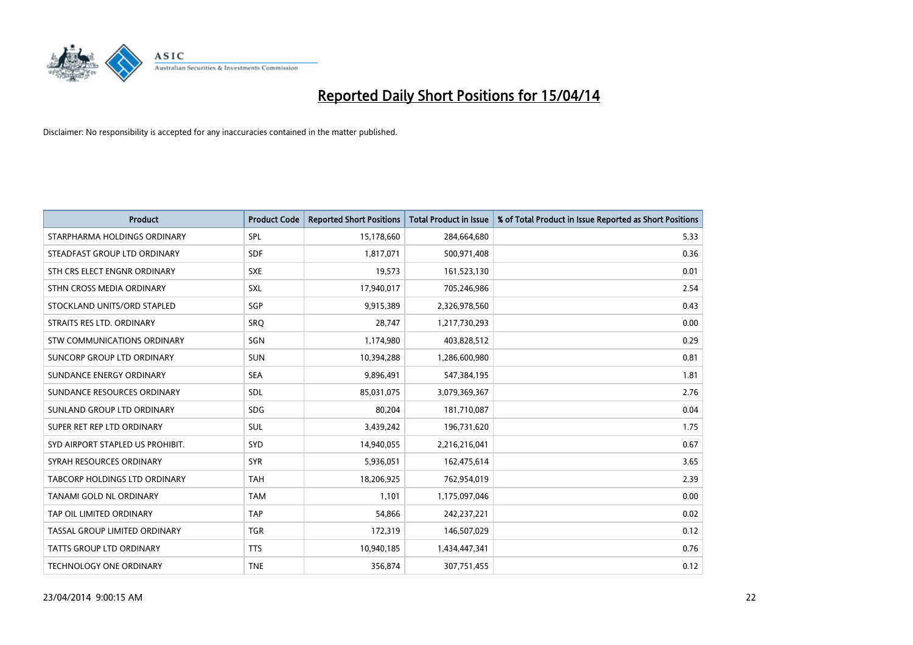# Reported Daily Short Positions for 15/04/14

Disclaimer: No responsibility is accepted for any inaccuracies contained in the matter published.

| Product | Product Code | Reported Short Positions | Total Product in Issue | % of Total Product in Issue Reported as Short Positions |
|---|---|---|---|---|
| STARPHARMA HOLDINGS ORDINARY | SPL | 15,178,660 | 284,664,680 | 5.33 |
| STEADFAST GROUP LTD ORDINARY | SDF | 1,817,071 | 500,971,408 | 0.36 |
| STH CRS ELECT ENGNR ORDINARY | SXE | 19,573 | 161,523,130 | 0.01 |
| STHN CROSS MEDIA ORDINARY | SXL | 17,940,017 | 705,246,986 | 2.54 |
| STOCKLAND UNITS/ORD STAPLED | SGP | 9,915,389 | 2,326,978,560 | 0.43 |
| STRAITS RES LTD. ORDINARY | SRQ | 28,747 | 1,217,730,293 | 0.00 |
| STW COMMUNICATIONS ORDINARY | SGN | 1,174,980 | 403,828,512 | 0.29 |
| SUNCORP GROUP LTD ORDINARY | SUN | 10,394,288 | 1,286,600,980 | 0.81 |
| SUNDANCE ENERGY ORDINARY | SEA | 9,896,491 | 547,384,195 | 1.81 |
| SUNDANCE RESOURCES ORDINARY | SDL | 85,031,075 | 3,079,369,367 | 2.76 |
| SUNLAND GROUP LTD ORDINARY | SDG | 80,204 | 181,710,087 | 0.04 |
| SUPER RET REP LTD ORDINARY | SUL | 3,439,242 | 196,731,620 | 1.75 |
| SYD AIRPORT STAPLED US PROHIBIT. | SYD | 14,940,055 | 2,216,216,041 | 0.67 |
| SYRAH RESOURCES ORDINARY | SYR | 5,936,051 | 162,475,614 | 3.65 |
| TABCORP HOLDINGS LTD ORDINARY | TAH | 18,206,925 | 762,954,019 | 2.39 |
| TANAMI GOLD NL ORDINARY | TAM | 1,101 | 1,175,097,046 | 0.00 |
| TAP OIL LIMITED ORDINARY | TAP | 54,866 | 242,237,221 | 0.02 |
| TASSAL GROUP LIMITED ORDINARY | TGR | 172,319 | 146,507,029 | 0.12 |
| TATTS GROUP LTD ORDINARY | TTS | 10,940,185 | 1,434,447,341 | 0.76 |
| TECHNOLOGY ONE ORDINARY | TNE | 356,874 | 307,751,455 | 0.12 |

23/04/2014 9:00:15 AM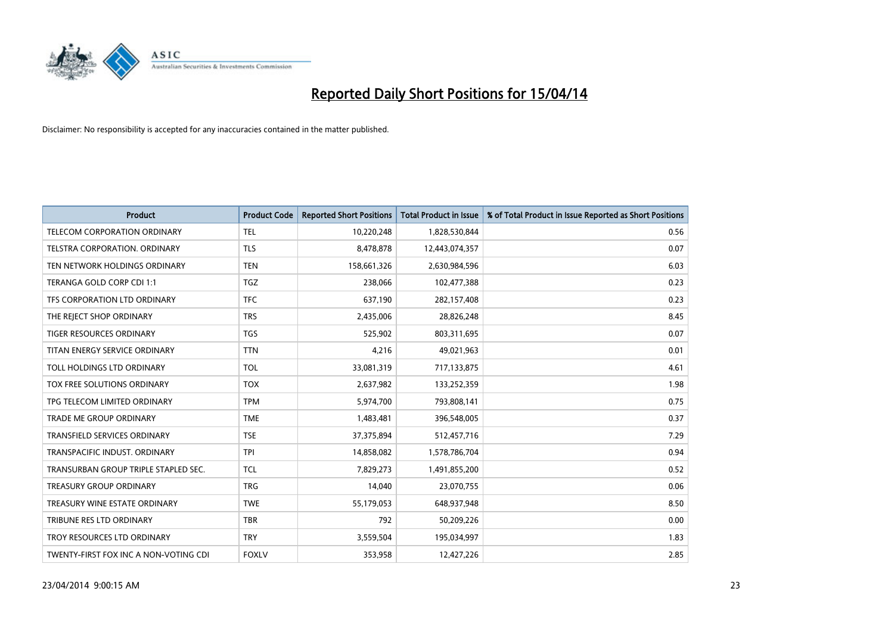# Reported Daily Short Positions for 15/04/14

Disclaimer: No responsibility is accepted for any inaccuracies contained in the matter published.

| Product | Product Code | Reported Short Positions | Total Product in Issue | % of Total Product in Issue Reported as Short Positions |
|---|---|---|---|---|
| TELECOM CORPORATION ORDINARY | TEL | 10,220,248 | 1,828,530,844 | 0.56 |
| TELSTRA CORPORATION. ORDINARY | TLS | 8,478,878 | 12,443,074,357 | 0.07 |
| TEN NETWORK HOLDINGS ORDINARY | TEN | 158,661,326 | 2,630,984,596 | 6.03 |
| TERANGA GOLD CORP CDI 1:1 | TGZ | 238,066 | 102,477,388 | 0.23 |
| TFS CORPORATION LTD ORDINARY | TFC | 637,190 | 282,157,408 | 0.23 |
| THE REJECT SHOP ORDINARY | TRS | 2,435,006 | 28,826,248 | 8.45 |
| TIGER RESOURCES ORDINARY | TGS | 525,902 | 803,311,695 | 0.07 |
| TITAN ENERGY SERVICE ORDINARY | TTN | 4,216 | 49,021,963 | 0.01 |
| TOLL HOLDINGS LTD ORDINARY | TOL | 33,081,319 | 717,133,875 | 4.61 |
| TOX FREE SOLUTIONS ORDINARY | TOX | 2,637,982 | 133,252,359 | 1.98 |
| TPG TELECOM LIMITED ORDINARY | TPM | 5,974,700 | 793,808,141 | 0.75 |
| TRADE ME GROUP ORDINARY | TME | 1,483,481 | 396,548,005 | 0.37 |
| TRANSFIELD SERVICES ORDINARY | TSE | 37,375,894 | 512,457,716 | 7.29 |
| TRANSPACIFIC INDUST. ORDINARY | TPI | 14,858,082 | 1,578,786,704 | 0.94 |
| TRANSURBAN GROUP TRIPLE STAPLED SEC. | TCL | 7,829,273 | 1,491,855,200 | 0.52 |
| TREASURY GROUP ORDINARY | TRG | 14,040 | 23,070,755 | 0.06 |
| TREASURY WINE ESTATE ORDINARY | TWE | 55,179,053 | 648,937,948 | 8.50 |
| TRIBUNE RES LTD ORDINARY | TBR | 792 | 50,209,226 | 0.00 |
| TROY RESOURCES LTD ORDINARY | TRY | 3,559,504 | 195,034,997 | 1.83 |
| TWENTY-FIRST FOX INC A NON-VOTING CDI | FOXLV | 353,958 | 12,427,226 | 2.85 |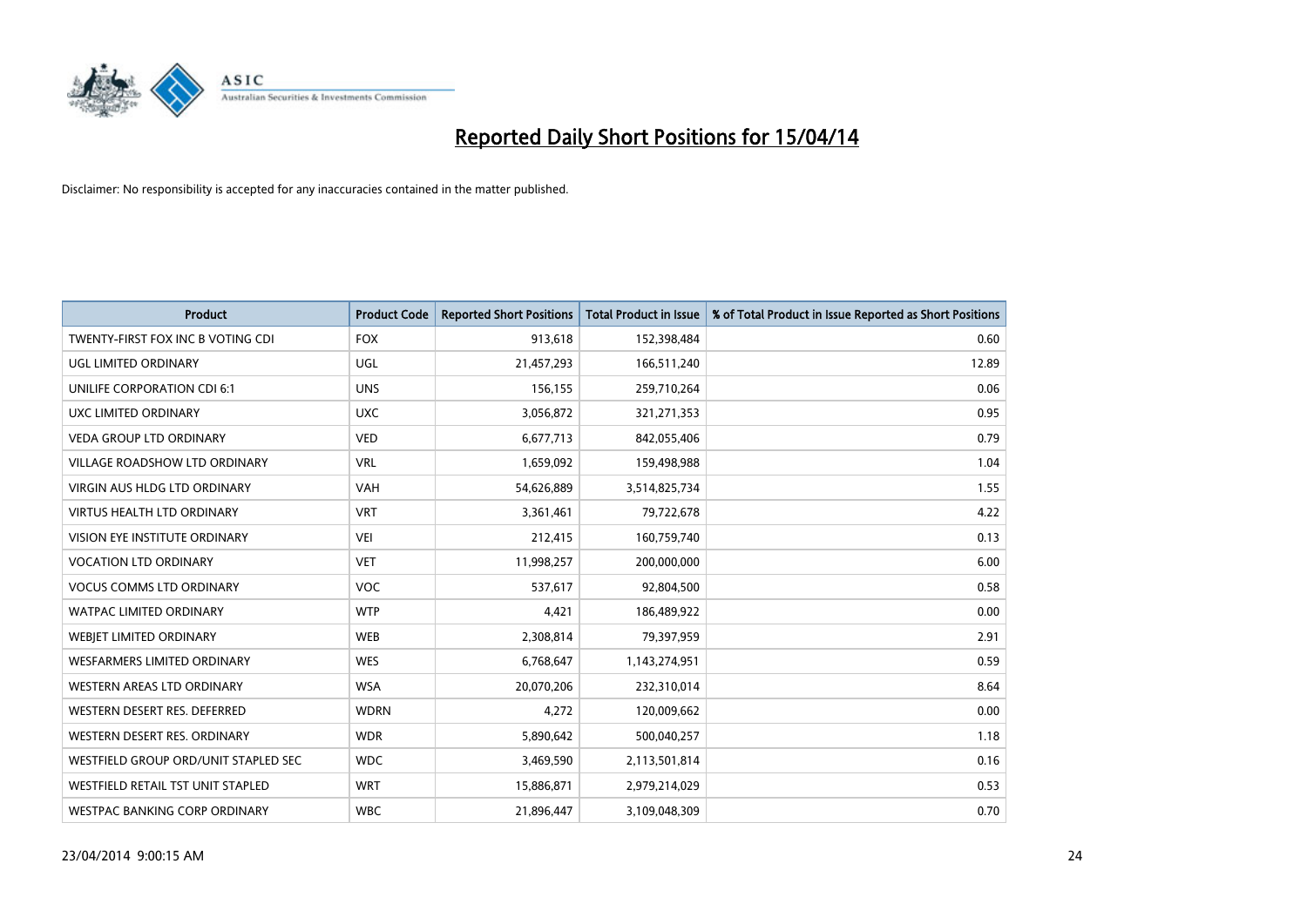# Reported Daily Short Positions for 15/04/14

Disclaimer: No responsibility is accepted for any inaccuracies contained in the matter published.

| Product | Product Code | Reported Short Positions | Total Product in Issue | % of Total Product in Issue Reported as Short Positions |
|---|---|---|---|---|
| TWENTY-FIRST FOX INC B VOTING CDI | FOX | 913,618 | 152,398,484 | 0.60 |
| UGL LIMITED ORDINARY | UGL | 21,457,293 | 166,511,240 | 12.89 |
| UNILIFE CORPORATION CDI 6:1 | UNS | 156,155 | 259,710,264 | 0.06 |
| UXC LIMITED ORDINARY | UXC | 3,056,872 | 321,271,353 | 0.95 |
| VEDA GROUP LTD ORDINARY | VED | 6,677,713 | 842,055,406 | 0.79 |
| VILLAGE ROADSHOW LTD ORDINARY | VRL | 1,659,092 | 159,498,988 | 1.04 |
| VIRGIN AUS HLDG LTD ORDINARY | VAH | 54,626,889 | 3,514,825,734 | 1.55 |
| VIRTUS HEALTH LTD ORDINARY | VRT | 3,361,461 | 79,722,678 | 4.22 |
| VISION EYE INSTITUTE ORDINARY | VEI | 212,415 | 160,759,740 | 0.13 |
| VOCATION LTD ORDINARY | VET | 11,998,257 | 200,000,000 | 6.00 |
| VOCUS COMMS LTD ORDINARY | VOC | 537,617 | 92,804,500 | 0.58 |
| WATPAC LIMITED ORDINARY | WTP | 4,421 | 186,489,922 | 0.00 |
| WEBJET LIMITED ORDINARY | WEB | 2,308,814 | 79,397,959 | 2.91 |
| WESFARMERS LIMITED ORDINARY | WES | 6,768,647 | 1,143,274,951 | 0.59 |
| WESTERN AREAS LTD ORDINARY | WSA | 20,070,206 | 232,310,014 | 8.64 |
| WESTERN DESERT RES. DEFERRED | WDRN | 4,272 | 120,009,662 | 0.00 |
| WESTERN DESERT RES. ORDINARY | WDR | 5,890,642 | 500,040,257 | 1.18 |
| WESTFIELD GROUP ORD/UNIT STAPLED SEC | WDC | 3,469,590 | 2,113,501,814 | 0.16 |
| WESTFIELD RETAIL TST UNIT STAPLED | WRT | 15,886,871 | 2,979,214,029 | 0.53 |
| WESTPAC BANKING CORP ORDINARY | WBC | 21,896,447 | 3,109,048,309 | 0.70 |

23/04/2014 9:00:15 AM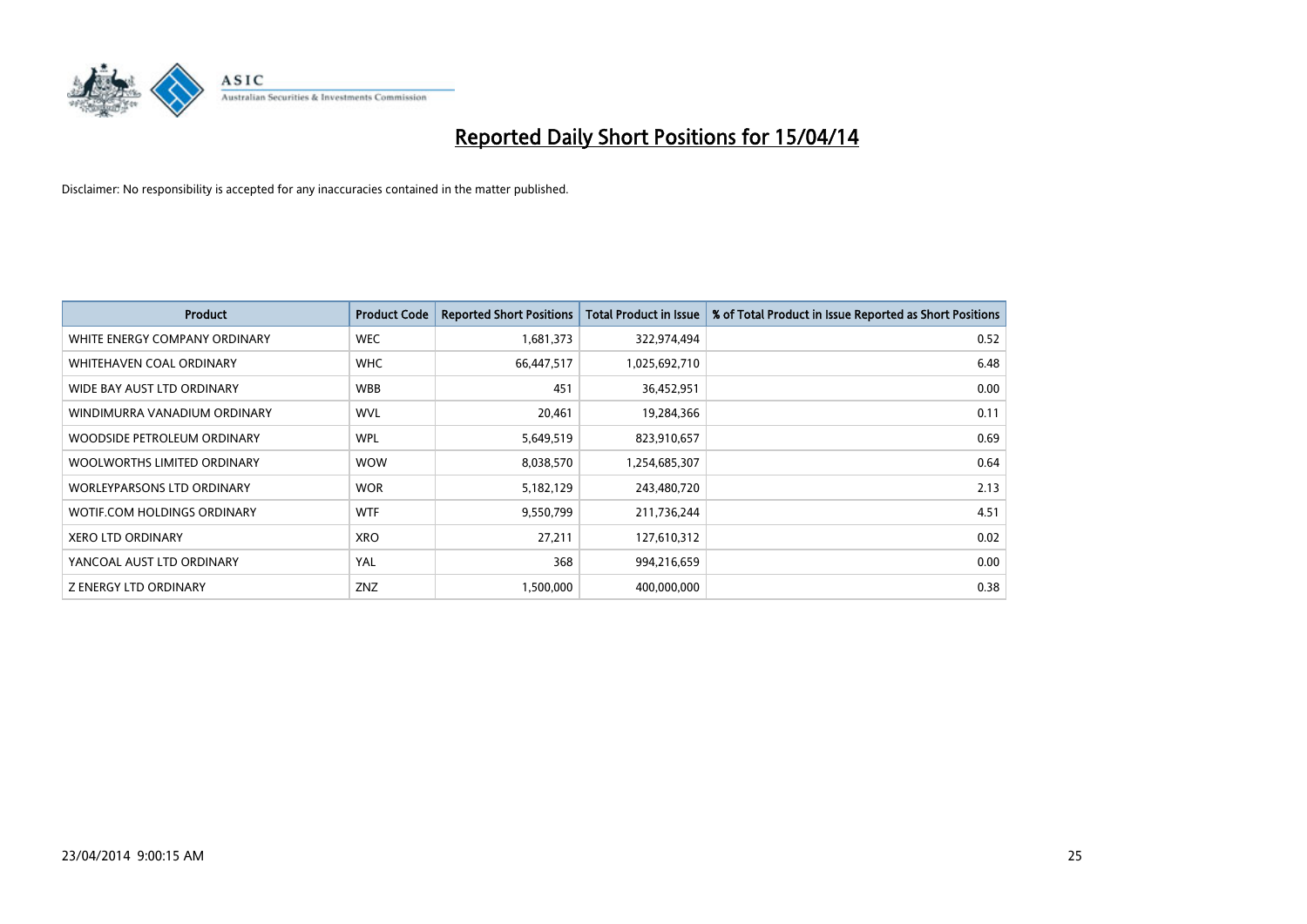# Reported Daily Short Positions for 15/04/14

Disclaimer: No responsibility is accepted for any inaccuracies contained in the matter published.

| Product | Product Code | Reported Short Positions | Total Product in Issue | % of Total Product in Issue Reported as Short Positions |
|---|---|---|---|---|
| WHITE ENERGY COMPANY ORDINARY | WEC | 1,681,373 | 322,974,494 | 0.52 |
| WHITEHAVEN COAL ORDINARY | WHC | 66,447,517 | 1,025,692,710 | 6.48 |
| WIDE BAY AUST LTD ORDINARY | WBB | 451 | 36,452,951 | 0.00 |
| WINDIMURRA VANADIUM ORDINARY | WVL | 20,461 | 19,284,366 | 0.11 |
| WOODSIDE PETROLEUM ORDINARY | WPL | 5,649,519 | 823,910,657 | 0.69 |
| WOOLWORTHS LIMITED ORDINARY | WOW | 8,038,570 | 1,254,685,307 | 0.64 |
| WORLEYPARSONS LTD ORDINARY | WOR | 5,182,129 | 243,480,720 | 2.13 |
| WOTIF.COM HOLDINGS ORDINARY | WTF | 9,550,799 | 211,736,244 | 4.51 |
| XERO LTD ORDINARY | XRO | 27,211 | 127,610,312 | 0.02 |
| YANCOAL AUST LTD ORDINARY | YAL | 368 | 994,216,659 | 0.00 |
| Z ENERGY LTD ORDINARY | ZNZ | 1,500,000 | 400,000,000 | 0.38 |

23/04/2014 9:00:15 AM